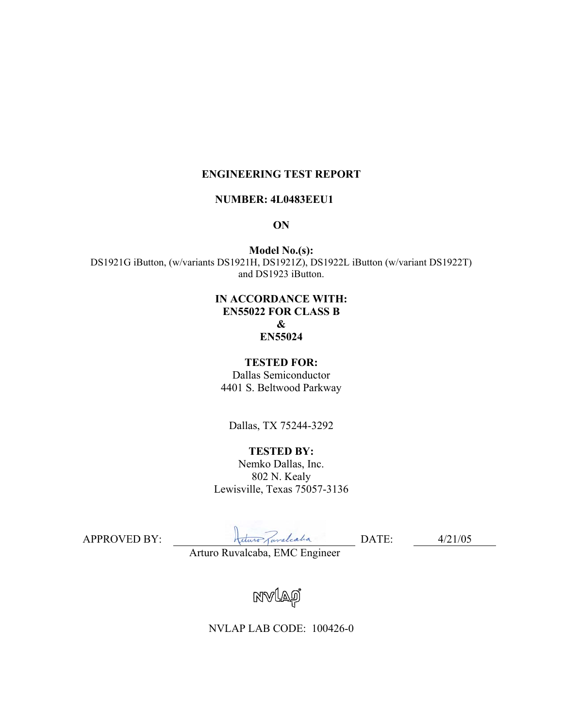**ENGINEERING TEST REPORT**

**NUMBER: 4L0483EEU1**

**ON**

**Model No.(s):**
DS1921G iButton, (w/variants DS1921H, DS1921Z), DS1922L iButton (w/variant DS1922T) and DS1923 iButton.

**IN ACCORDANCE WITH:**
**EN55022 FOR CLASS B**
**&**
**EN55024**

**TESTED FOR:**
Dallas Semiconductor
4401 S. Beltwood Parkway

Dallas, TX 75244-3292

**TESTED BY:**
Nemko Dallas, Inc.
802 N. Kealy
Lewisville, Texas 75057-3136

APPROVED BY: _Arturo Ruvalcaba_ DATE: 4/21/05
Arturo Ruvalcaba, EMC Engineer

NVLAP

NVLAP LAB CODE: 100426-0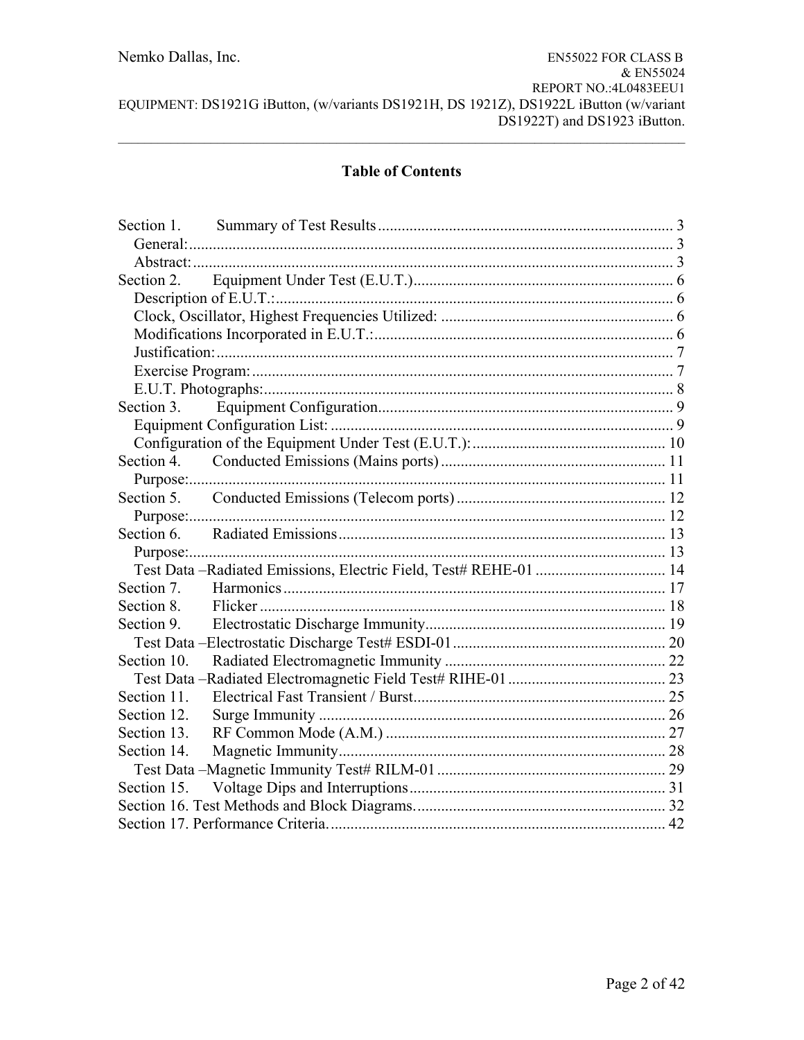# Table of Contents

| | |
|---|---|
| Section 1. Summary of Test Results | 3 |
| General: | 3 |
| Abstract: | 3 |
| Section 2. Equipment Under Test (E.U.T.) | 6 |
| Description of E.U.T.: | 6 |
| Clock, Oscillator, Highest Frequencies Utilized: | 6 |
| Modifications Incorporated in E.U.T.: | 6 |
| Justification: | 7 |
| Exercise Program: | 7 |
| E.U.T. Photographs: | 8 |
| Section 3. Equipment Configuration | 9 |
| Equipment Configuration List: | 9 |
| Configuration of the Equipment Under Test (E.U.T.): | 10 |
| Section 4. Conducted Emissions (Mains ports) | 11 |
| Purpose: | 11 |
| Section 5. Conducted Emissions (Telecom ports) | 12 |
| Purpose: | 12 |
| Section 6. Radiated Emissions | 13 |
| Purpose: | 13 |
| Test Data –Radiated Emissions, Electric Field, Test# REHE-01 | 14 |
| Section 7. Harmonics | 17 |
| Section 8. Flicker | 18 |
| Section 9. Electrostatic Discharge Immunity | 19 |
| Test Data –Electrostatic Discharge Test# ESDI-01 | 20 |
| Section 10. Radiated Electromagnetic Immunity | 22 |
| Test Data –Radiated Electromagnetic Field Test# RIHE-01 | 23 |
| Section 11. Electrical Fast Transient / Burst | 25 |
| Section 12. Surge Immunity | 26 |
| Section 13. RF Common Mode (A.M.) | 27 |
| Section 14. Magnetic Immunity | 28 |
| Test Data –Magnetic Immunity Test# RILM-01 | 29 |
| Section 15. Voltage Dips and Interruptions | 31 |
| Section 16. Test Methods and Block Diagrams. | 32 |
| Section 17. Performance Criteria. | 42 |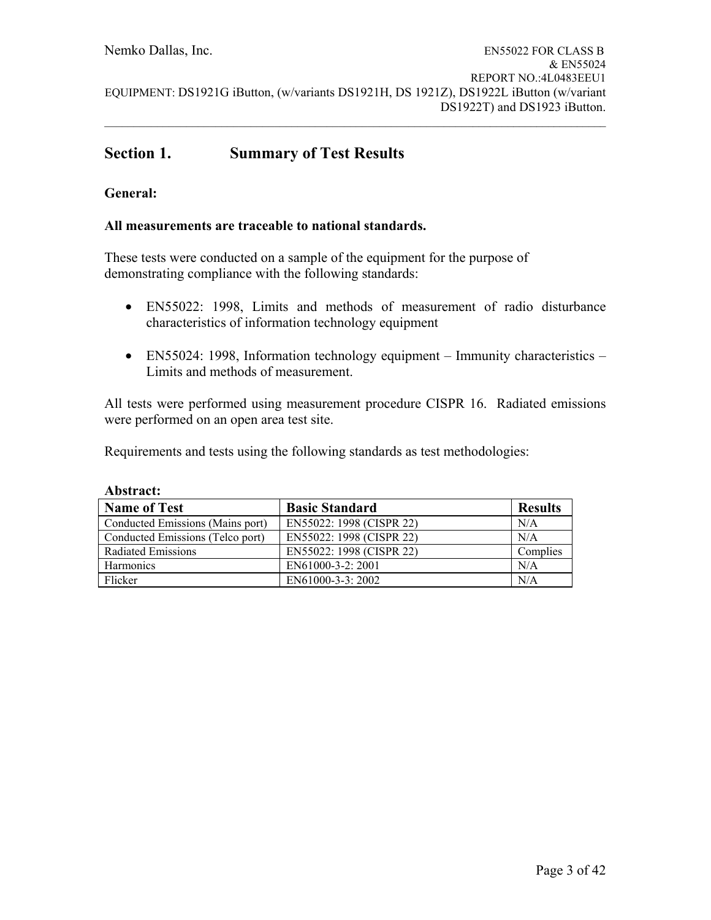# Section 1. Summary of Test Results

**General:**

**All measurements are traceable to national standards.**

These tests were conducted on a sample of the equipment for the purpose of demonstrating compliance with the following standards:

- EN55022: 1998, Limits and methods of measurement of radio disturbance characteristics of information technology equipment
- EN55024: 1998, Information technology equipment – Immunity characteristics – Limits and methods of measurement.

All tests were performed using measurement procedure CISPR 16. Radiated emissions were performed on an open area test site.

Requirements and tests using the following standards as test methodologies:

**Abstract:**

| Name of Test | Basic Standard | Results |
|---|---|---|
| Conducted Emissions (Mains port) | EN55022: 1998 (CISPR 22) | N/A |
| Conducted Emissions (Telco port) | EN55022: 1998 (CISPR 22) | N/A |
| Radiated Emissions | EN55022: 1998 (CISPR 22) | Complies |
| Harmonics | EN61000-3-2: 2001 | N/A |
| Flicker | EN61000-3-3: 2002 | N/A |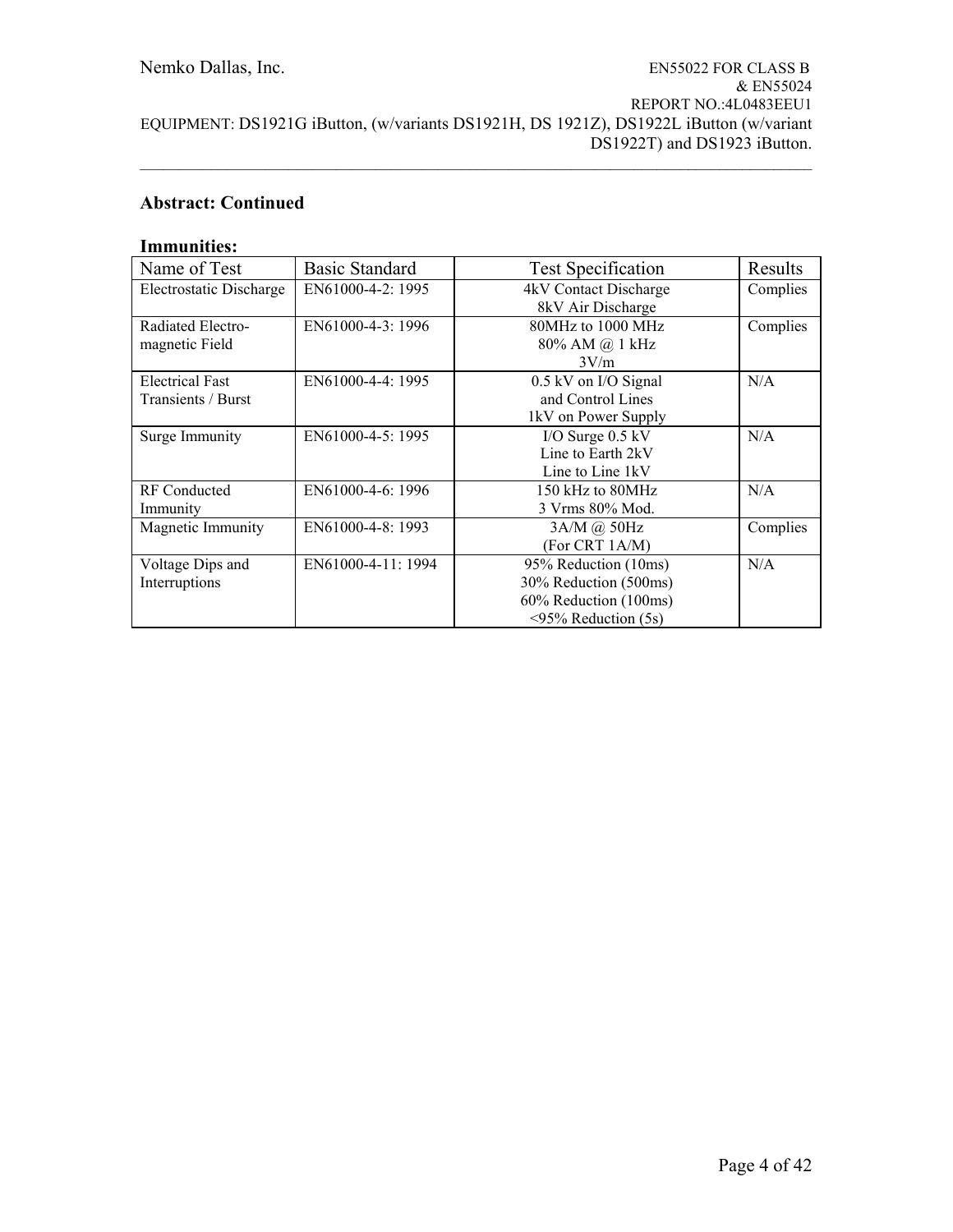**Abstract: Continued**

**Immunities:**

| Name of Test | Basic Standard | Test Specification | Results |
|---|---|---|---|
| Electrostatic Discharge | EN61000-4-2: 1995 | 4kV Contact Discharge<br>8kV Air Discharge | Complies |
| Radiated Electro-magnetic Field | EN61000-4-3: 1996 | 80MHz to 1000 MHz<br>80% AM @ 1 kHz<br>3V/m | Complies |
| Electrical Fast Transients / Burst | EN61000-4-4: 1995 | 0.5 kV on I/O Signal and Control Lines<br>1kV on Power Supply | N/A |
| Surge Immunity | EN61000-4-5: 1995 | I/O Surge 0.5 kV<br>Line to Earth 2kV<br>Line to Line 1kV | N/A |
| RF Conducted Immunity | EN61000-4-6: 1996 | 150 kHz to 80MHz<br>3 Vrms 80% Mod. | N/A |
| Magnetic Immunity | EN61000-4-8: 1993 | 3A/M @ 50Hz<br>(For CRT 1A/M) | Complies |
| Voltage Dips and Interruptions | EN61000-4-11: 1994 | 95% Reduction (10ms)<br>30% Reduction (500ms)<br>60% Reduction (100ms)<br><95% Reduction (5s) | N/A |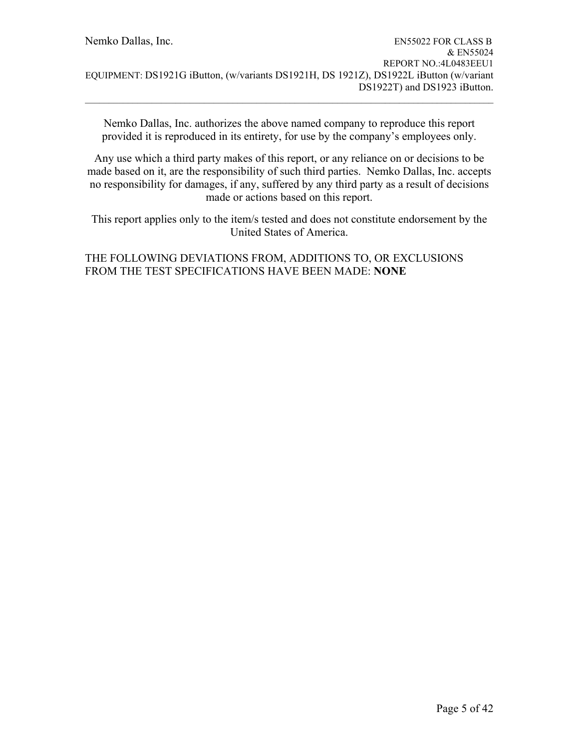Nemko Dallas, Inc. authorizes the above named company to reproduce this report provided it is reproduced in its entirety, for use by the company's employees only.

Any use which a third party makes of this report, or any reliance on or decisions to be made based on it, are the responsibility of such third parties. Nemko Dallas, Inc. accepts no responsibility for damages, if any, suffered by any third party as a result of decisions made or actions based on this report.

This report applies only to the item/s tested and does not constitute endorsement by the United States of America.

THE FOLLOWING DEVIATIONS FROM, ADDITIONS TO, OR EXCLUSIONS FROM THE TEST SPECIFICATIONS HAVE BEEN MADE: **NONE**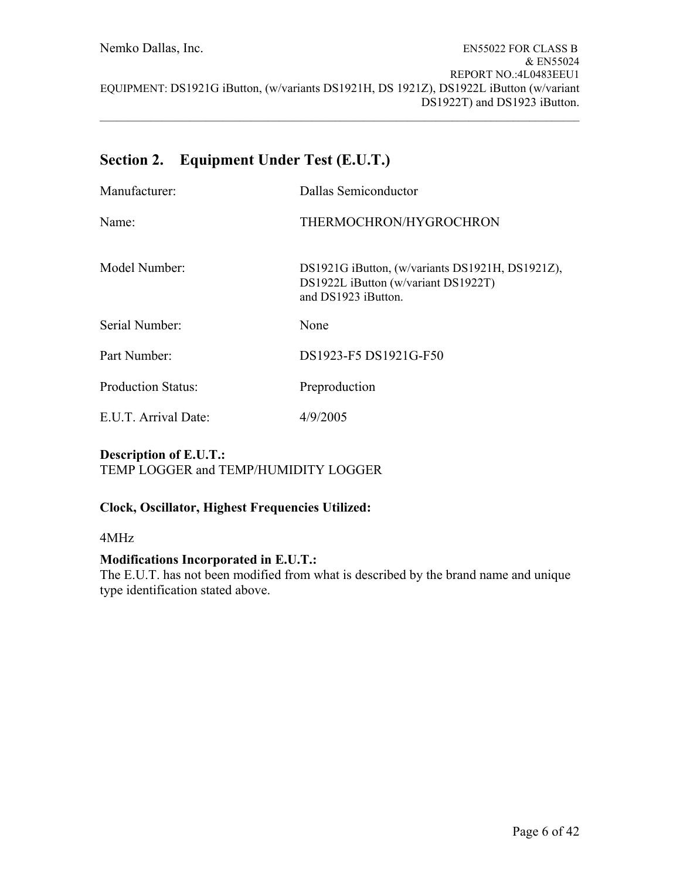## Section 2. Equipment Under Test (E.U.T.)

| | |
|---|---|
| Manufacturer: | Dallas Semiconductor |
| Name: | THERMOCHRON/HYGROCHRON |
| Model Number: | DS1921G iButton, (w/variants DS1921H, DS1921Z), DS1922L iButton (w/variant DS1922T) and DS1923 iButton. |
| Serial Number: | None |
| Part Number: | DS1923-F5 DS1921G-F50 |
| Production Status: | Preproduction |
| E.U.T. Arrival Date: | 4/9/2005 |

**Description of E.U.T.:**
TEMP LOGGER and TEMP/HUMIDITY LOGGER

**Clock, Oscillator, Highest Frequencies Utilized:**

4MHz

**Modifications Incorporated in E.U.T.:**
The E.U.T. has not been modified from what is described by the brand name and unique type identification stated above.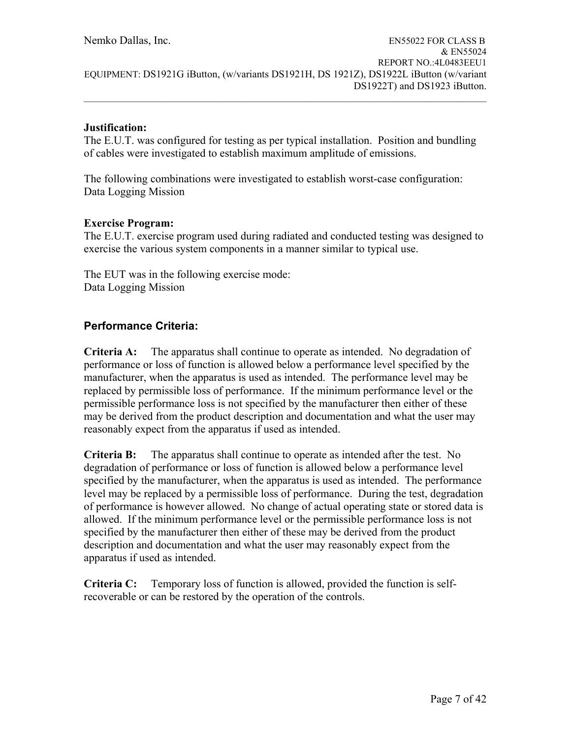**Justification:**
The E.U.T. was configured for testing as per typical installation. Position and bundling of cables were investigated to establish maximum amplitude of emissions.

The following combinations were investigated to establish worst-case configuration:
Data Logging Mission

**Exercise Program:**
The E.U.T. exercise program used during radiated and conducted testing was designed to exercise the various system components in a manner similar to typical use.

The EUT was in the following exercise mode:
Data Logging Mission

## Performance Criteria:

**Criteria A:** The apparatus shall continue to operate as intended. No degradation of performance or loss of function is allowed below a performance level specified by the manufacturer, when the apparatus is used as intended. The performance level may be replaced by permissible loss of performance. If the minimum performance level or the permissible performance loss is not specified by the manufacturer then either of these may be derived from the product description and documentation and what the user may reasonably expect from the apparatus if used as intended.

**Criteria B:** The apparatus shall continue to operate as intended after the test. No degradation of performance or loss of function is allowed below a performance level specified by the manufacturer, when the apparatus is used as intended. The performance level may be replaced by a permissible loss of performance. During the test, degradation of performance is however allowed. No change of actual operating state or stored data is allowed. If the minimum performance level or the permissible performance loss is not specified by the manufacturer then either of these may be derived from the product description and documentation and what the user may reasonably expect from the apparatus if used as intended.

**Criteria C:** Temporary loss of function is allowed, provided the function is self-recoverable or can be restored by the operation of the controls.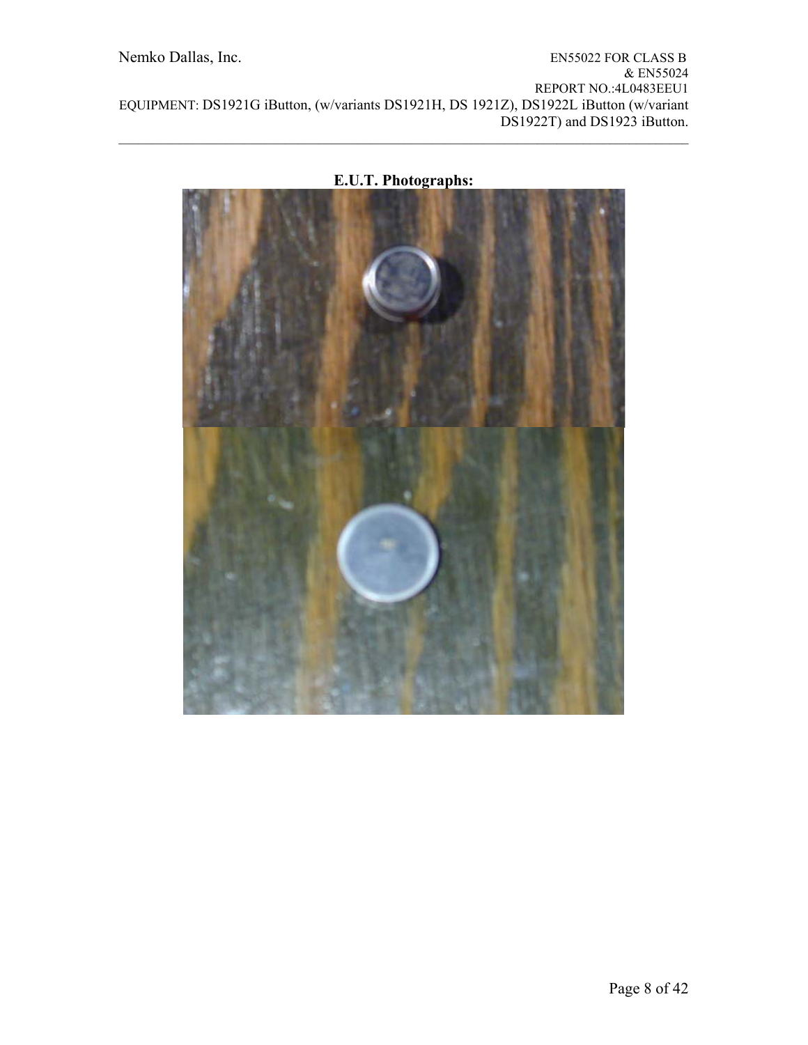**E.U.T. Photographs:**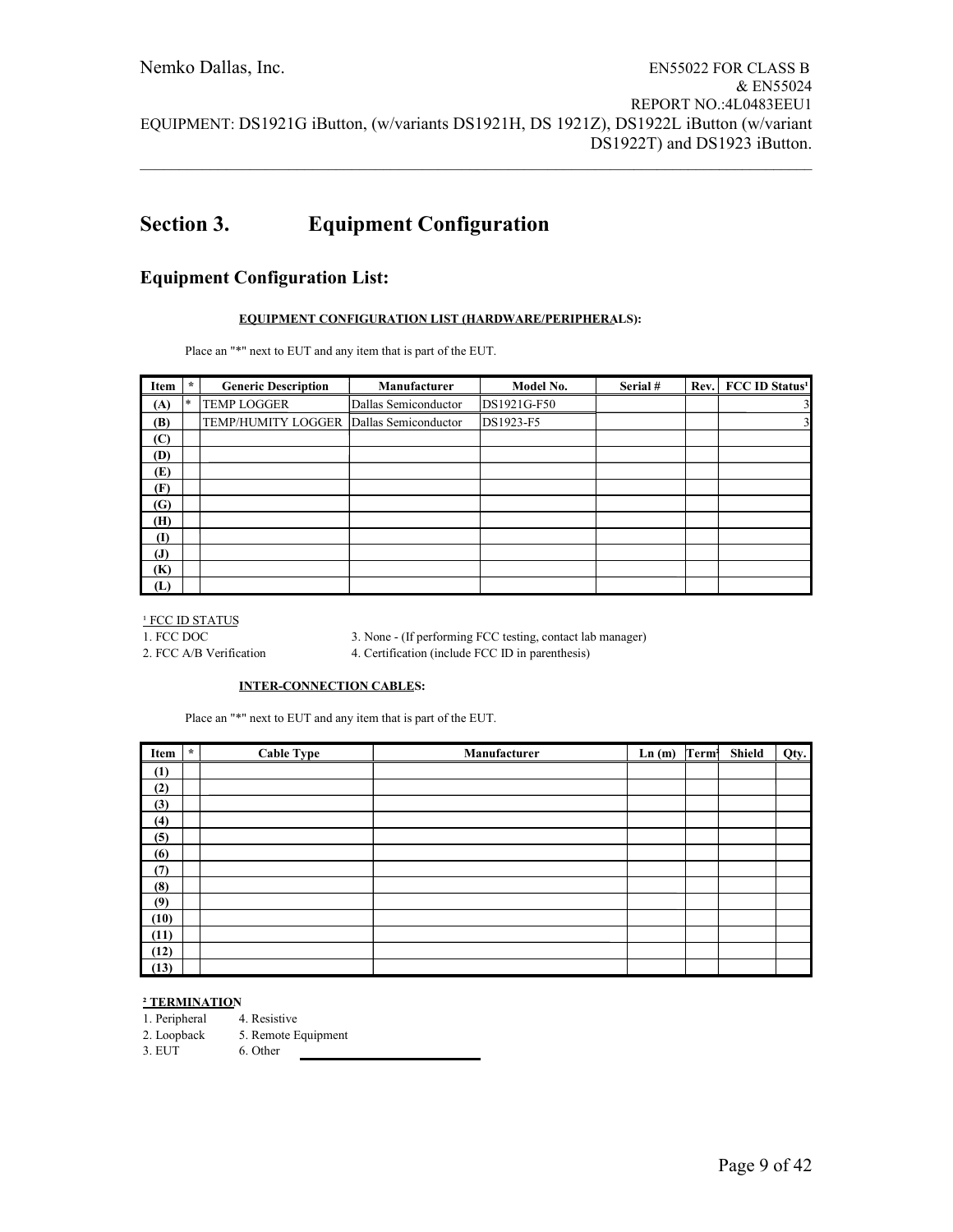# Section 3. Equipment Configuration

## Equipment Configuration List:

**EQUIPMENT CONFIGURATION LIST (HARDWARE/PERIPHERALS):**

Place an "*" next to EUT and any item that is part of the EUT.

| Item | * | Generic Description | Manufacturer | Model No. | Serial # | Rev. | FCC ID Status[1] |
|---|---|---|---|---|---|---|---|
| (A) | * | TEMP LOGGER | Dallas Semiconductor | DS1921G-F50 | | | 3 |
| (B) | | TEMP/HUMITY LOGGER | Dallas Semiconductor | DS1923-F5 | | | 3 |
| (C) | | | | | | | |
| (D) | | | | | | | |
| (E) | | | | | | | |
| (F) | | | | | | | |
| (G) | | | | | | | |
| (H) | | | | | | | |
| (I) | | | | | | | |
| (J) | | | | | | | |
| (K) | | | | | | | |
| (L) | | | | | | | |

[1] FCC ID STATUS

1. FCC DOC
2. FCC A/B Verification
3. None - (If performing FCC testing, contact lab manager)
4. Certification (include FCC ID in parenthesis)

**INTER-CONNECTION CABLES:**

Place an "*" next to EUT and any item that is part of the EUT.

| Item | * | Cable Type | Manufacturer | Ln (m) | Term[2] | Shield | Qty. |
|---|---|---|---|---|---|---|---|
| (1) | | | | | | | |
| (2) | | | | | | | |
| (3) | | | | | | | |
| (4) | | | | | | | |
| (5) | | | | | | | |
| (6) | | | | | | | |
| (7) | | | | | | | |
| (8) | | | | | | | |
| (9) | | | | | | | |
| (10) | | | | | | | |
| (11) | | | | | | | |
| (12) | | | | | | | |
| (13) | | | | | | | |

**[2] TERMINATION**

1. Peripheral
2. Loopback
3. EUT
4. Resistive
5. Remote Equipment
6. Other ____________________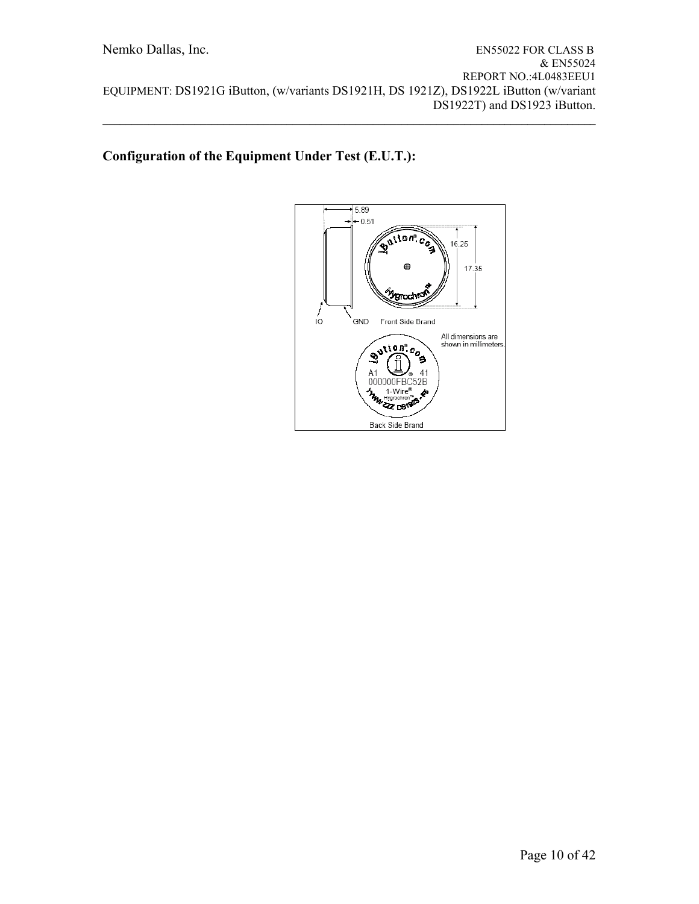## Configuration of the Equipment Under Test (E.U.T.):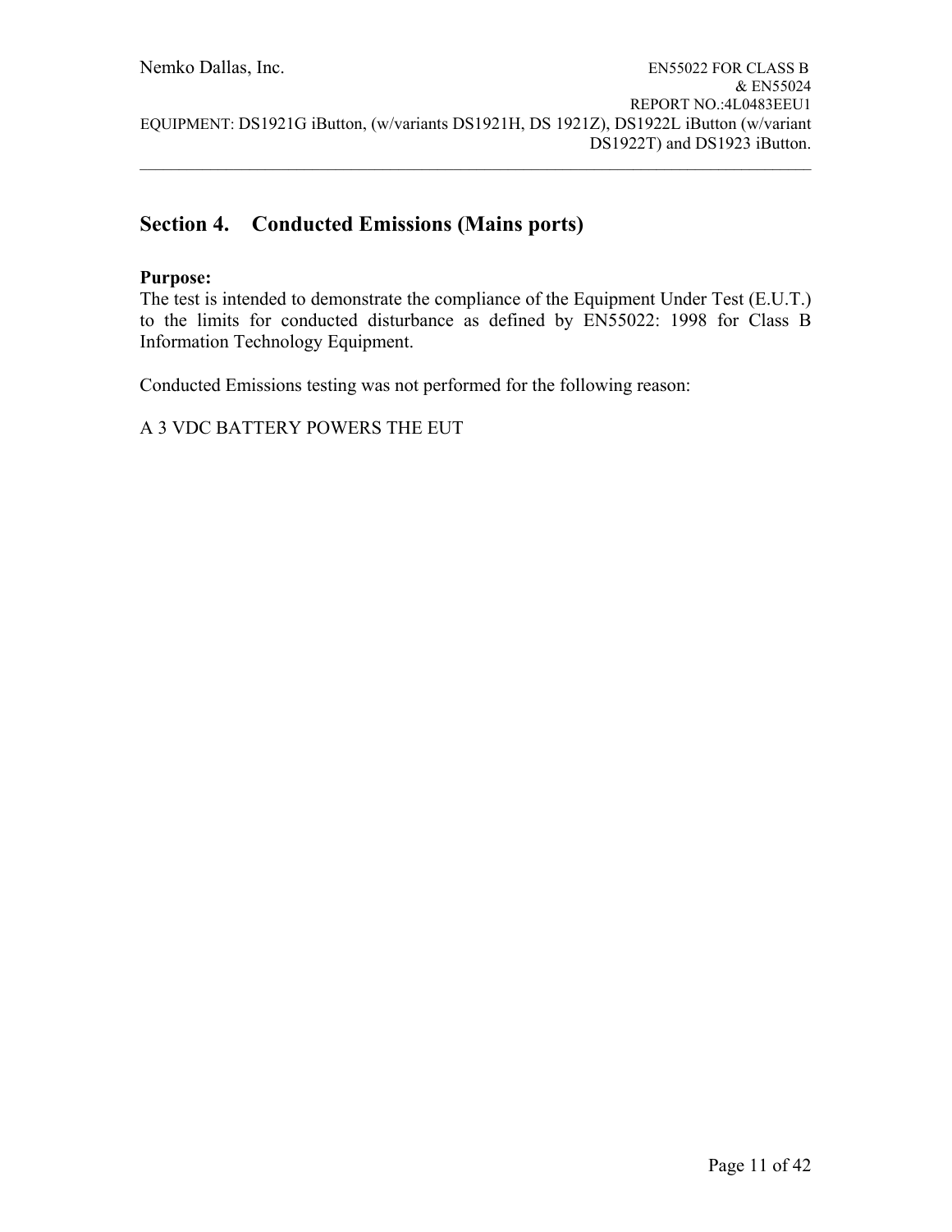## Section 4. Conducted Emissions (Mains ports)

**Purpose:**
The test is intended to demonstrate the compliance of the Equipment Under Test (E.U.T.) to the limits for conducted disturbance as defined by EN55022: 1998 for Class B Information Technology Equipment.

Conducted Emissions testing was not performed for the following reason:

A 3 VDC BATTERY POWERS THE EUT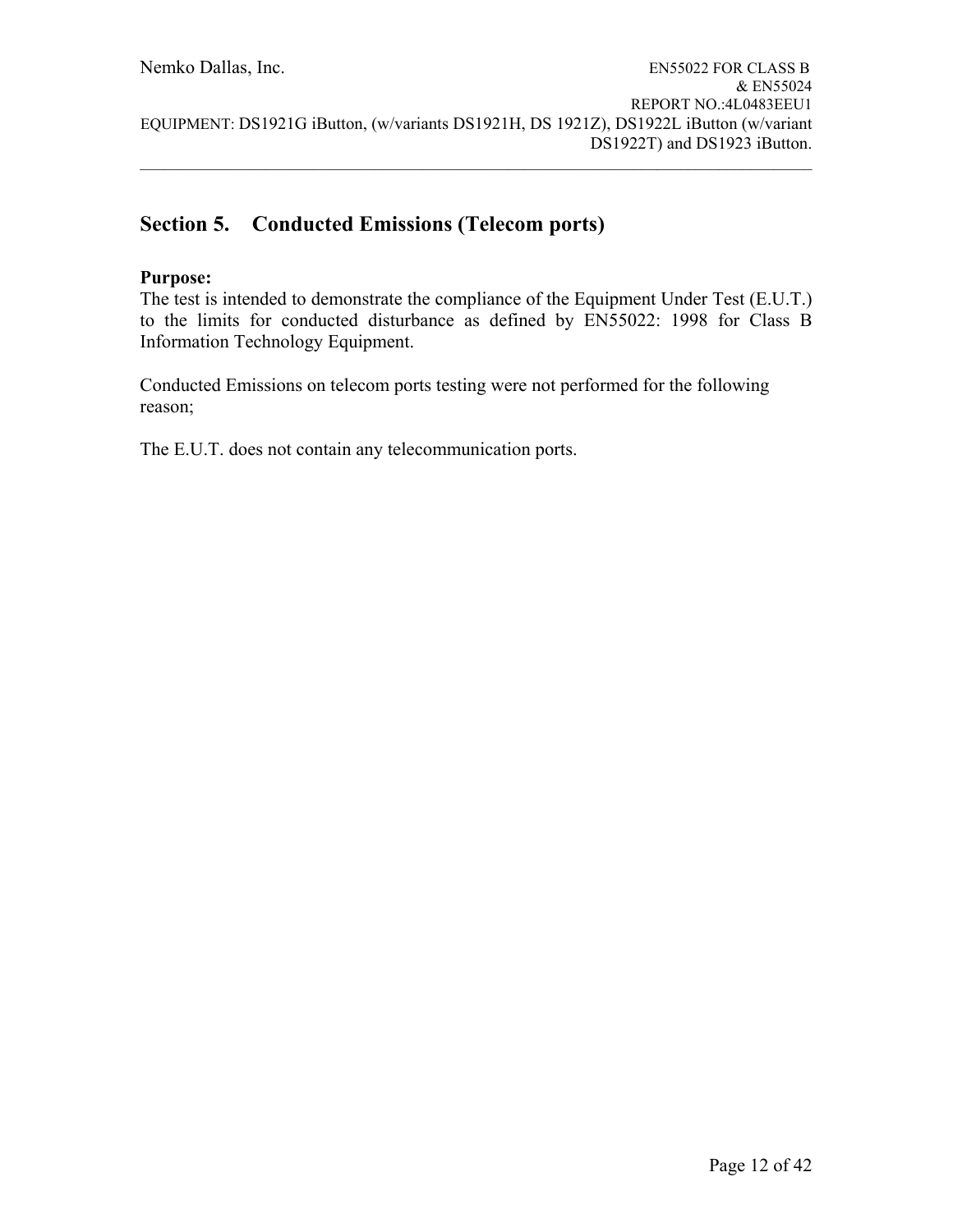## Section 5. Conducted Emissions (Telecom ports)

**Purpose:**
The test is intended to demonstrate the compliance of the Equipment Under Test (E.U.T.) to the limits for conducted disturbance as defined by EN55022: 1998 for Class B Information Technology Equipment.

Conducted Emissions on telecom ports testing were not performed for the following reason;

The E.U.T. does not contain any telecommunication ports.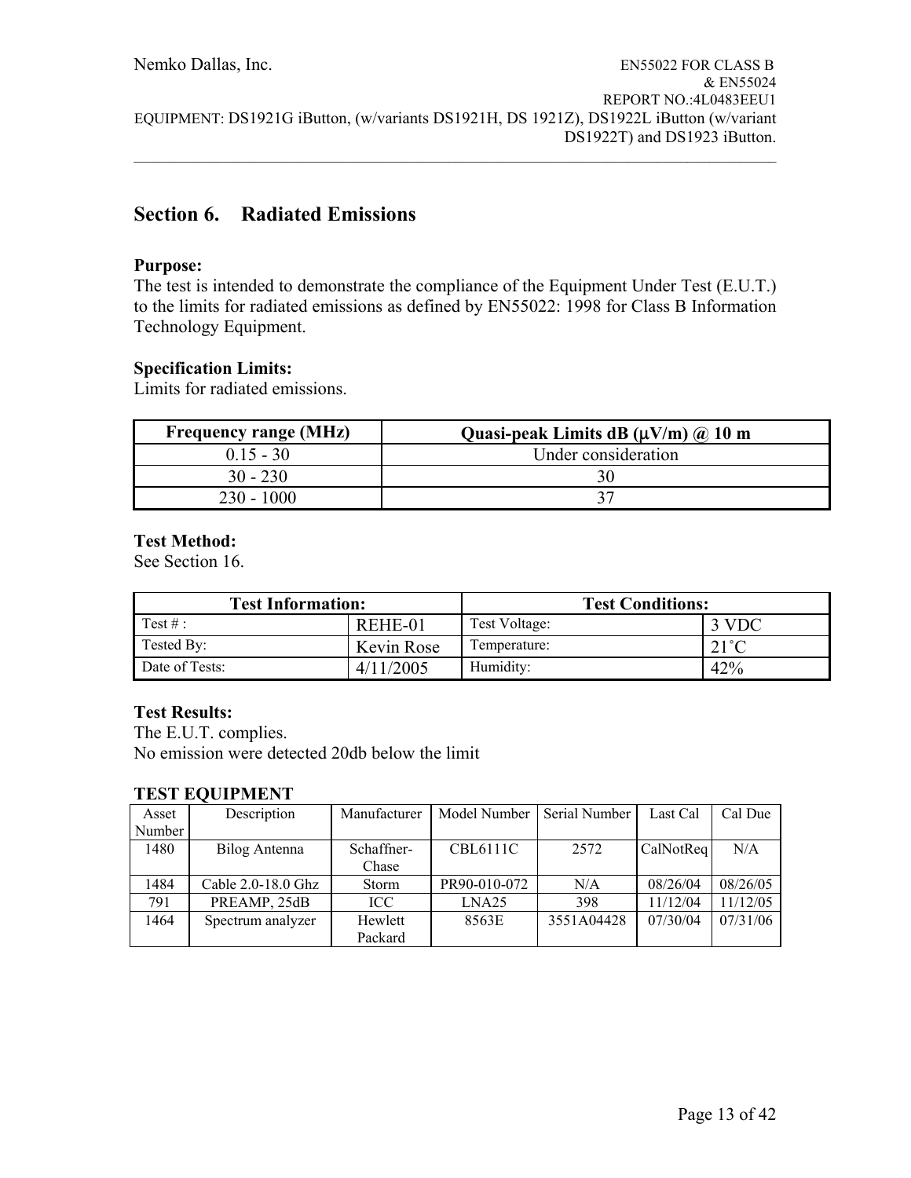## Section 6. Radiated Emissions

**Purpose:**
The test is intended to demonstrate the compliance of the Equipment Under Test (E.U.T.) to the limits for radiated emissions as defined by EN55022: 1998 for Class B Information Technology Equipment.

**Specification Limits:**
Limits for radiated emissions.

| Frequency range (MHz) | Quasi-peak Limits dB (μV/m) @ 10 m |
|---|---|
| 0.15 - 30 | Under consideration |
| 30 - 230 | 30 |
| 230 - 1000 | 37 |

**Test Method:**
See Section 16.

| Test Information: | | Test Conditions: | |
|---|---|---|---|
| Test # : | REHE-01 | Test Voltage: | 3 VDC |
| Tested By: | Kevin Rose | Temperature: | 21˚C |
| Date of Tests: | 4/11/2005 | Humidity: | 42% |

**Test Results:**
The E.U.T. complies.
No emission were detected 20db below the limit

**TEST EQUIPMENT**

| Asset Number | Description | Manufacturer | Model Number | Serial Number | Last Cal | Cal Due |
|---|---|---|---|---|---|---|
| 1480 | Bilog Antenna | Schaffner-Chase | CBL6111C | 2572 | CalNotReq | N/A |
| 1484 | Cable 2.0-18.0 Ghz | Storm | PR90-010-072 | N/A | 08/26/04 | 08/26/05 |
| 791 | PREAMP, 25dB | ICC | LNA25 | 398 | 11/12/04 | 11/12/05 |
| 1464 | Spectrum analyzer | Hewlett Packard | 8563E | 3551A04428 | 07/30/04 | 07/31/06 |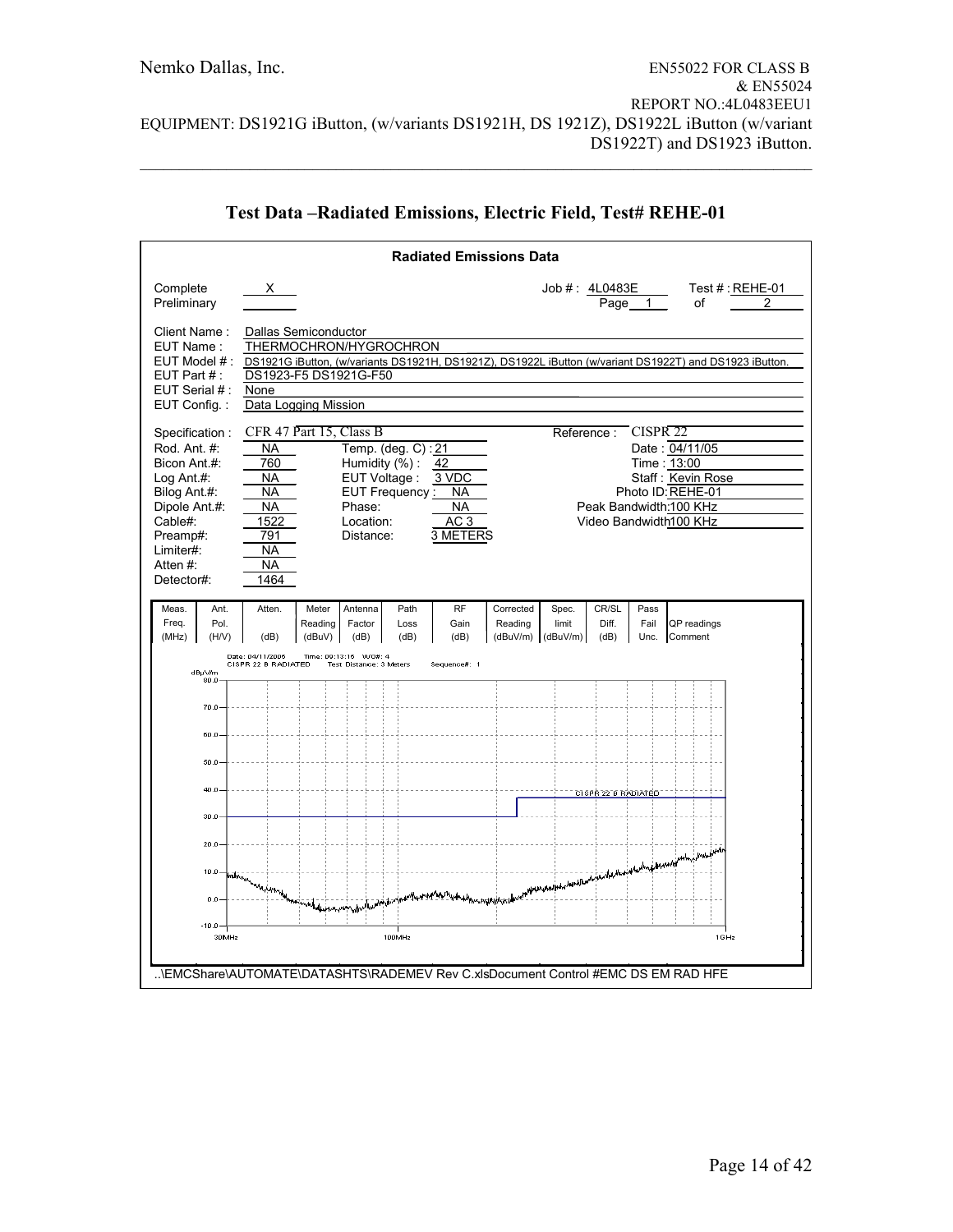## Test Data –Radiated Emissions, Electric Field, Test# REHE-01

**Radiated Emissions Data**

| | | | |
|---|---|---|---|
| Complete | X | Job # : 4L0483E | Test # : REHE-01 |
| Preliminary | | Page 1 | of 2 |

| | |
|---|---|
| Client Name : | Dallas Semiconductor |
| EUT Name : | THERMOCHRON/HYGROCHRON |
| EUT Model # : | DS1921G iButton, (w/variants DS1921H, DS1921Z), DS1922L iButton (w/variant DS1922T) and DS1923 iButton. |
| EUT Part # : | DS1923-F5 DS1921G-F50 |
| EUT Serial # : | None |
| EUT Config. : | Data Logging Mission |

| | | | | | |
|---|---|---|---|---|---|
| Specification : | CFR 47 Part 15, Class B | | | Reference : | CISPR 22 |
| Rod. Ant. #: | NA | Temp. (deg. C) : | 21 | Date : | 04/11/05 |
| Bicon Ant.#: | 760 | Humidity (%) : | 42 | Time : | 13:00 |
| Log Ant.#: | NA | EUT Voltage : | 3 VDC | Staff : | Kevin Rose |
| Bilog Ant.#: | NA | EUT Frequency : | NA | Photo ID: | REHE-01 |
| Dipole Ant.#: | NA | Phase: | NA | Peak Bandwidth: | 100 KHz |
| Cable#: | 1522 | Location: | AC 3 | Video Bandwidth | 100 KHz |
| Preamp#: | 791 | Distance: | 3 METERS | | |
| Limiter#: | NA | | | | |
| Atten #: | NA | | | | |
| Detector#: | 1464 | | | | |

| Meas. Freq. (MHz) | Ant. Pol. (H/V) | Atten. (dB) | Meter Reading (dBuV) | Antenna Factor (dB) | Path Loss (dB) | RF Gain (dB) | Corrected Reading (dBuV/m) | Spec. limit (dBuV/m) | CR/SL Diff. (dB) | Pass Fail Unc. | QP readings Comment |
|---|---|---|---|---|---|---|---|---|---|---|---|

Date: 04/11/2005 Time: 00:13:16 WO#: 4
CISPR 22 B RADIATED Test Distance: 3 Meters Sequence#: 1

dBµV/m; 30MHz – 100MHz – 1GHz; limit line: CISPR 22 B RADIATED

..\EMCShare\AUTOMATE\DATASHTS\RADEMEV Rev C.xlsDocument Control #EMC DS EM RAD HFE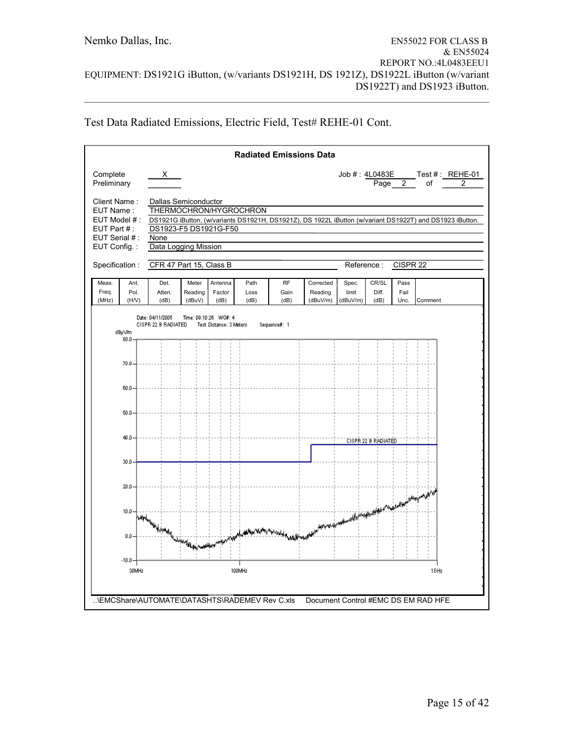Test Data Radiated Emissions, Electric Field, Test# REHE-01 Cont.

**Radiated Emissions Data**

Complete X
Preliminary

Job # : 4L0483E Test # : REHE-01
Page 2 of 2

Client Name : Dallas Semiconductor
EUT Name : THERMOCHRON/HYGROCHRON
EUT Model # : DS1921G iButton, (w/variants DS1921H, DS1921Z), DS 1922L iButton (w/variant DS1922T) and DS1923 iButton.
EUT Part # : DS1923-F5 DS1921G-F50
EUT Serial # : None
EUT Config. : Data Logging Mission

Specification : CFR 47 Part 15, Class B Reference : CISPR 22

| Meas. Freq. (MHz) | Ant. Pol. (H/V) | Det. Atten. (dB) | Meter Reading (dBuV) | Antenna Factor (dB) | Path Loss (dB) | RF Gain (dB) | Corrected Reading (dBuV/m) | Spec. limit (dBuV/m) | CR/SL Diff. (dB) | Pass Fail Unc. | Comment |
|---|---|---|---|---|---|---|---|---|---|---|---|

Date: 04/11/2005 Time: 09:10:26 WO#: 4
CISPR 22 B RADIATED Test Distance: 3 Meters Sequence#: 1

..\EMCShare\AUTOMATE\DATASHTS\RADEMEV Rev C.xls Document Control #EMC DS EM RAD HFE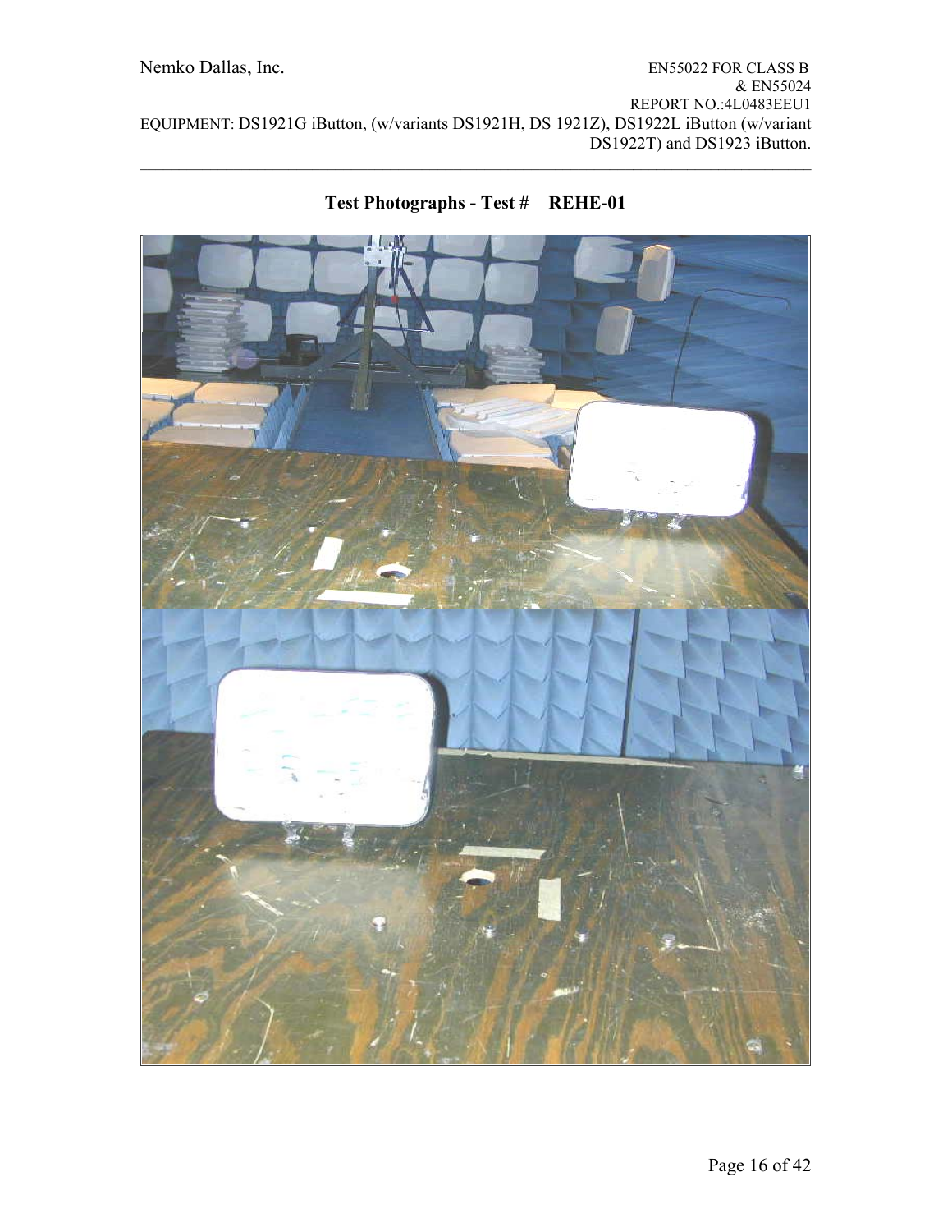**Test Photographs - Test # REHE-01**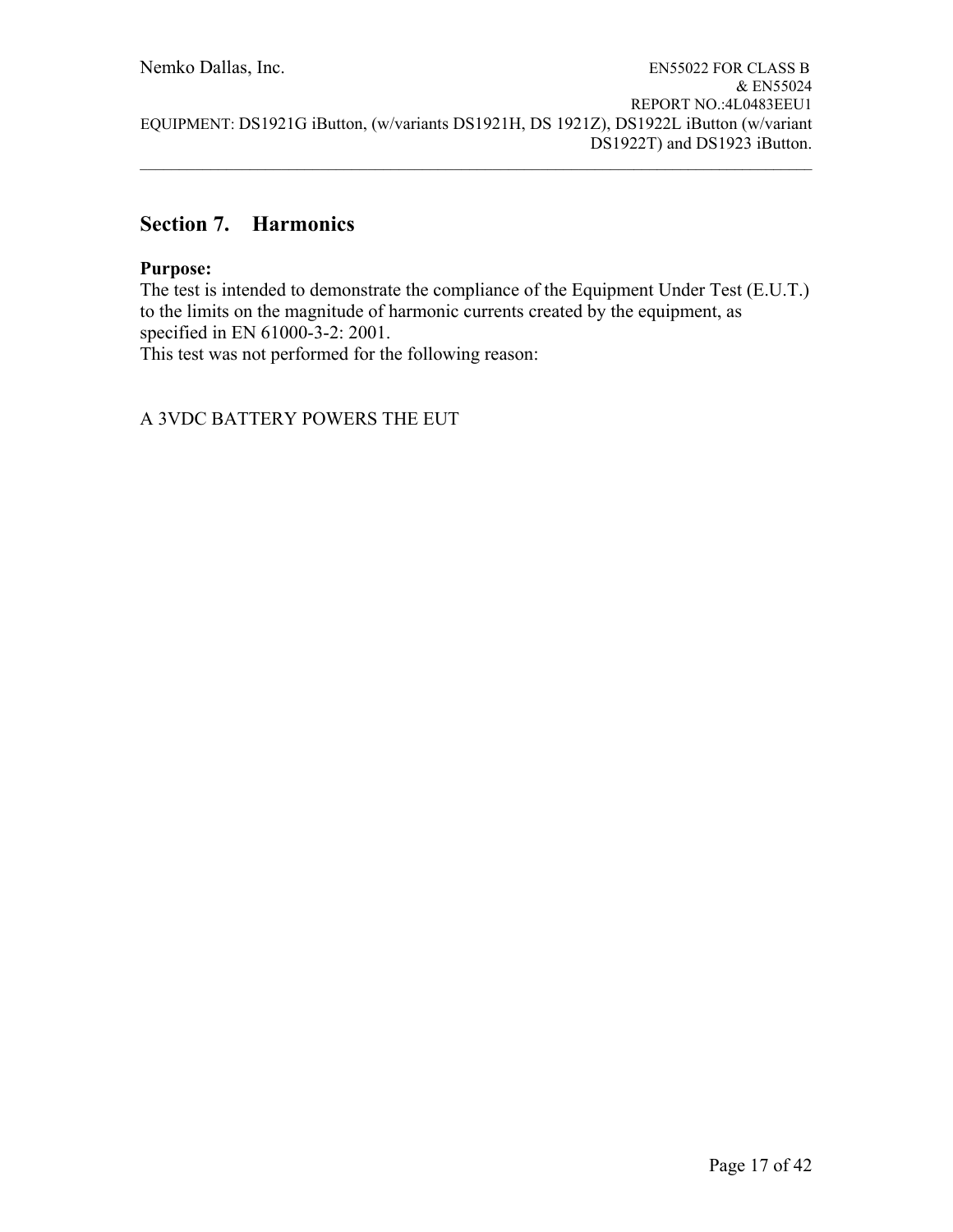## Section 7. Harmonics

**Purpose:**
The test is intended to demonstrate the compliance of the Equipment Under Test (E.U.T.) to the limits on the magnitude of harmonic currents created by the equipment, as specified in EN 61000-3-2: 2001.
This test was not performed for the following reason:

A 3VDC BATTERY POWERS THE EUT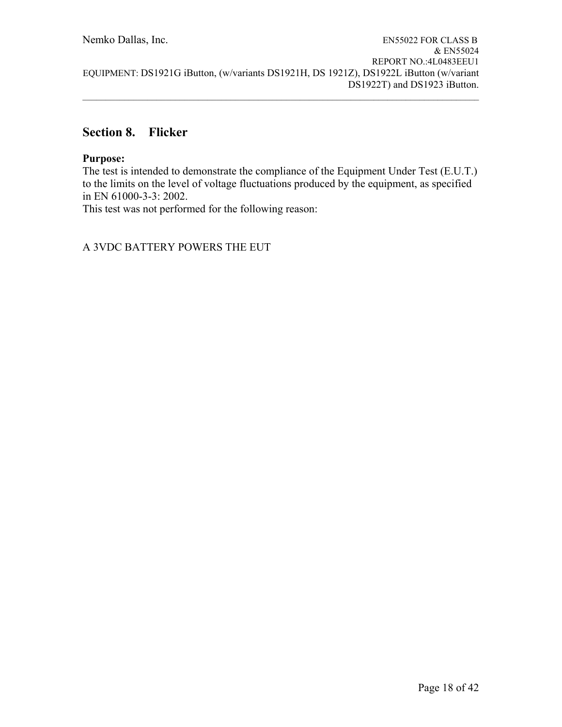## Section 8. Flicker

**Purpose:**
The test is intended to demonstrate the compliance of the Equipment Under Test (E.U.T.) to the limits on the level of voltage fluctuations produced by the equipment, as specified in EN 61000-3-3: 2002.
This test was not performed for the following reason:

A 3VDC BATTERY POWERS THE EUT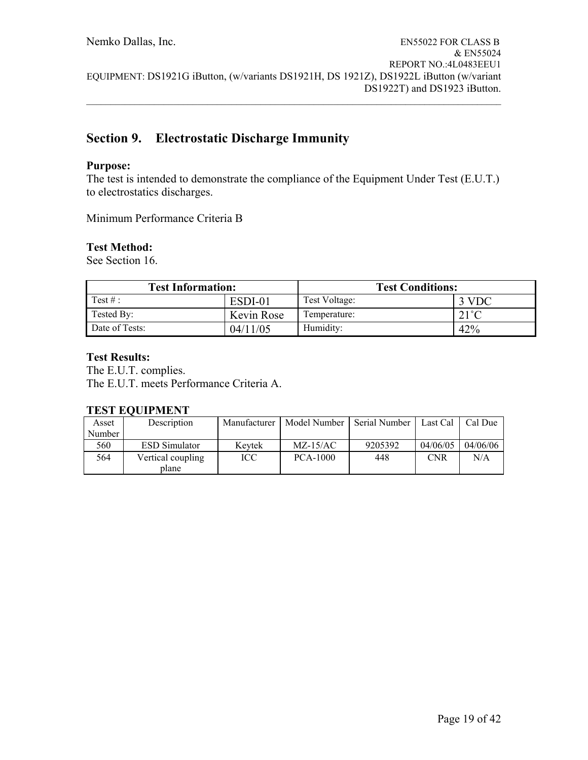## Section 9. Electrostatic Discharge Immunity

**Purpose:**
The test is intended to demonstrate the compliance of the Equipment Under Test (E.U.T.) to electrostatics discharges.

Minimum Performance Criteria B

**Test Method:**
See Section 16.

| Test Information: | | Test Conditions: | |
|---|---|---|---|
| Test # : | ESDI-01 | Test Voltage: | 3 VDC |
| Tested By: | Kevin Rose | Temperature: | 21˚C |
| Date of Tests: | 04/11/05 | Humidity: | 42% |

**Test Results:**
The E.U.T. complies.
The E.U.T. meets Performance Criteria A.

**TEST EQUIPMENT**

| Asset Number | Description | Manufacturer | Model Number | Serial Number | Last Cal | Cal Due |
|---|---|---|---|---|---|---|
| 560 | ESD Simulator | Keytek | MZ-15/AC | 9205392 | 04/06/05 | 04/06/06 |
| 564 | Vertical coupling plane | ICC | PCA-1000 | 448 | CNR | N/A |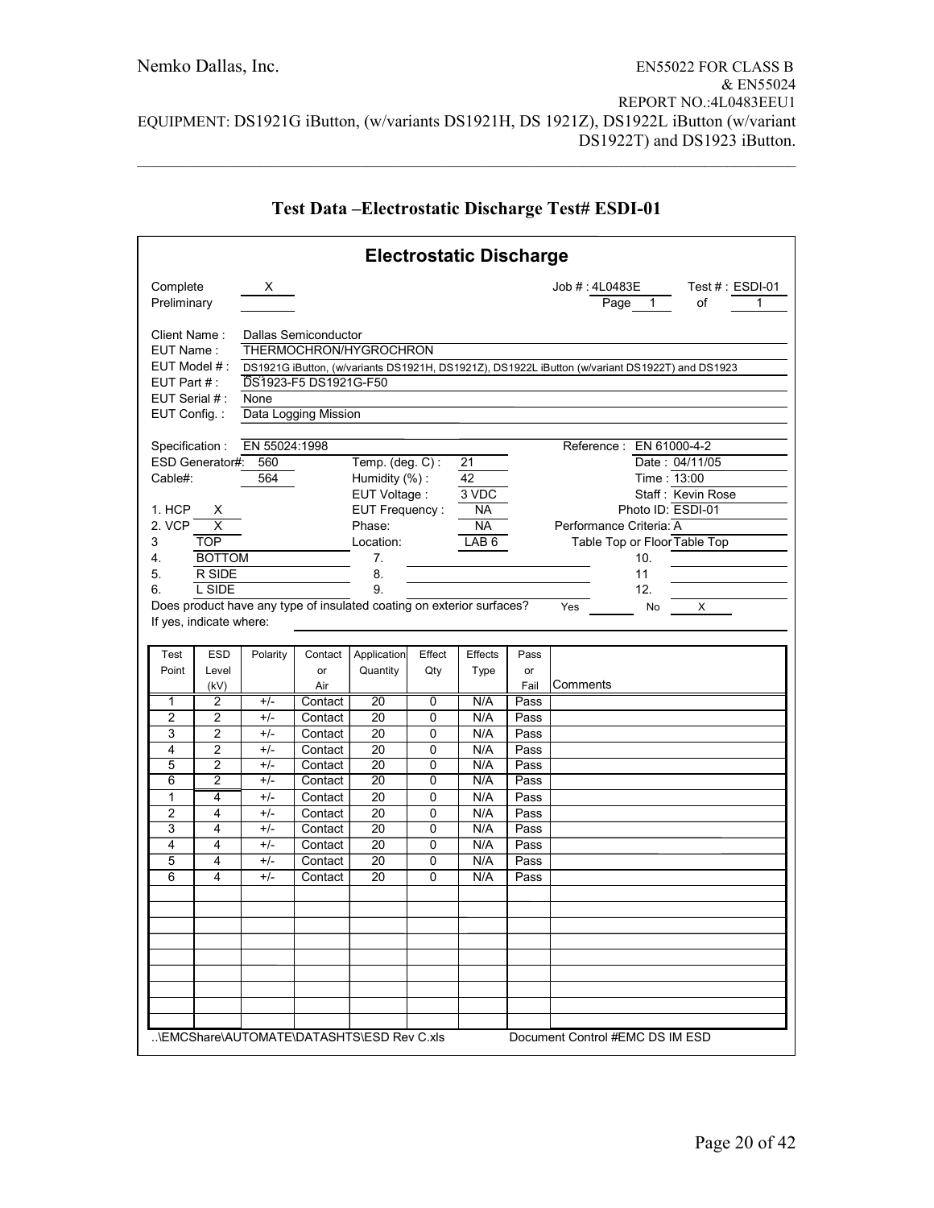## Test Data –Electrostatic Discharge Test# ESDI-01

### Electrostatic Discharge

Complete: X
Preliminary:

Job # : 4L0483E    Test # : ESDI-01
Page 1 of 1

Client Name : Dallas Semiconductor
EUT Name : THERMOCHRON/HYGROCHRON
EUT Model # : DS1921G iButton, (w/variants DS1921H, DS1921Z), DS1922L iButton (w/variant DS1922T) and DS1923
EUT Part # : DS1923-F5 DS1921G-F50
EUT Serial # : None
EUT Config. : Data Logging Mission

Specification : EN 55024:1998    Reference : EN 61000-4-2
ESD Generator#: 560    Temp. (deg. C) : 21    Date : 04/11/05
Cable#: 564    Humidity (%) : 42    Time : 13:00
EUT Voltage : 3 VDC    Staff : Kevin Rose
1. HCP X    EUT Frequency : NA    Photo ID: ESDI-01
2. VCP X    Phase: NA    Performance Criteria: A
3 TOP    Location: LAB 6    Table Top or Floor Table Top
4. BOTTOM    7.    10.
5. R SIDE    8.    11
6. L SIDE    9.    12.

Does product have any type of insulated coating on exterior surfaces? Yes ___ No X
If yes, indicate where:

| Test Point | ESD Level (kV) | Polarity | Contact or Air | Application Quantity | Effect Qty | Effects Type | Pass or Fail | Comments |
|---|---|---|---|---|---|---|---|---|
| 1 | 2 | +/- | Contact | 20 | 0 | N/A | Pass | |
| 2 | 2 | +/- | Contact | 20 | 0 | N/A | Pass | |
| 3 | 2 | +/- | Contact | 20 | 0 | N/A | Pass | |
| 4 | 2 | +/- | Contact | 20 | 0 | N/A | Pass | |
| 5 | 2 | +/- | Contact | 20 | 0 | N/A | Pass | |
| 6 | 2 | +/- | Contact | 20 | 0 | N/A | Pass | |
| 1 | 4 | +/- | Contact | 20 | 0 | N/A | Pass | |
| 2 | 4 | +/- | Contact | 20 | 0 | N/A | Pass | |
| 3 | 4 | +/- | Contact | 20 | 0 | N/A | Pass | |
| 4 | 4 | +/- | Contact | 20 | 0 | N/A | Pass | |
| 5 | 4 | +/- | Contact | 20 | 0 | N/A | Pass | |
| 6 | 4 | +/- | Contact | 20 | 0 | N/A | Pass | |

..\EMCShare\AUTOMATE\DATASHTS\ESD Rev C.xls    Document Control #EMC DS IM ESD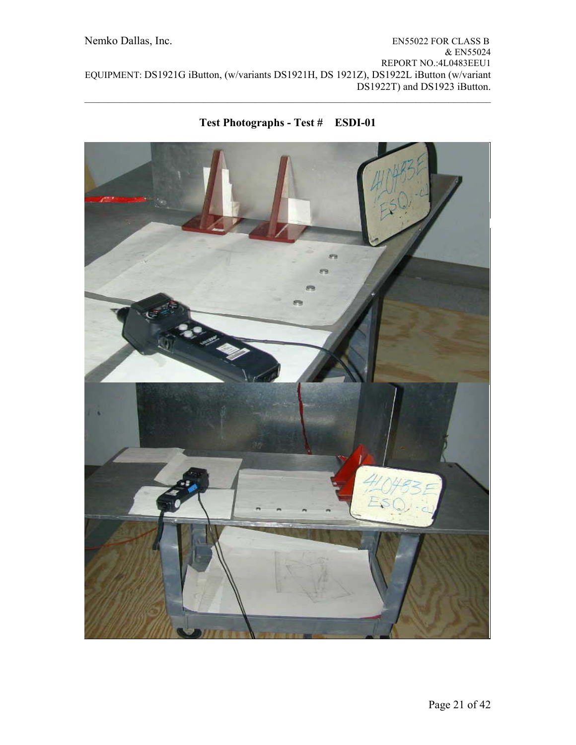**Test Photographs - Test # ESDI-01**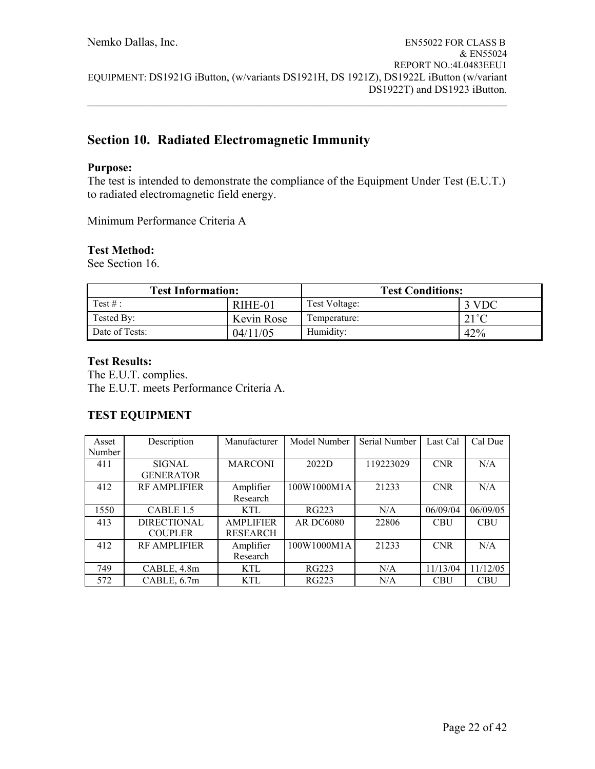## Section 10. Radiated Electromagnetic Immunity

**Purpose:**
The test is intended to demonstrate the compliance of the Equipment Under Test (E.U.T.) to radiated electromagnetic field energy.

Minimum Performance Criteria A

**Test Method:**
See Section 16.

| Test Information: | | Test Conditions: | |
|---|---|---|---|
| Test # : | RIHE-01 | Test Voltage: | 3 VDC |
| Tested By: | Kevin Rose | Temperature: | 21˚C |
| Date of Tests: | 04/11/05 | Humidity: | 42% |

**Test Results:**
The E.U.T. complies.
The E.U.T. meets Performance Criteria A.

**TEST EQUIPMENT**

| Asset Number | Description | Manufacturer | Model Number | Serial Number | Last Cal | Cal Due |
|---|---|---|---|---|---|---|
| 411 | SIGNAL GENERATOR | MARCONI | 2022D | 119223029 | CNR | N/A |
| 412 | RF AMPLIFIER | Amplifier Research | 100W1000M1A | 21233 | CNR | N/A |
| 1550 | CABLE 1.5 | KTL | RG223 | N/A | 06/09/04 | 06/09/05 |
| 413 | DIRECTIONAL COUPLER | AMPLIFIER RESEARCH | AR DC6080 | 22806 | CBU | CBU |
| 412 | RF AMPLIFIER | Amplifier Research | 100W1000M1A | 21233 | CNR | N/A |
| 749 | CABLE, 4.8m | KTL | RG223 | N/A | 11/13/04 | 11/12/05 |
| 572 | CABLE, 6.7m | KTL | RG223 | N/A | CBU | CBU |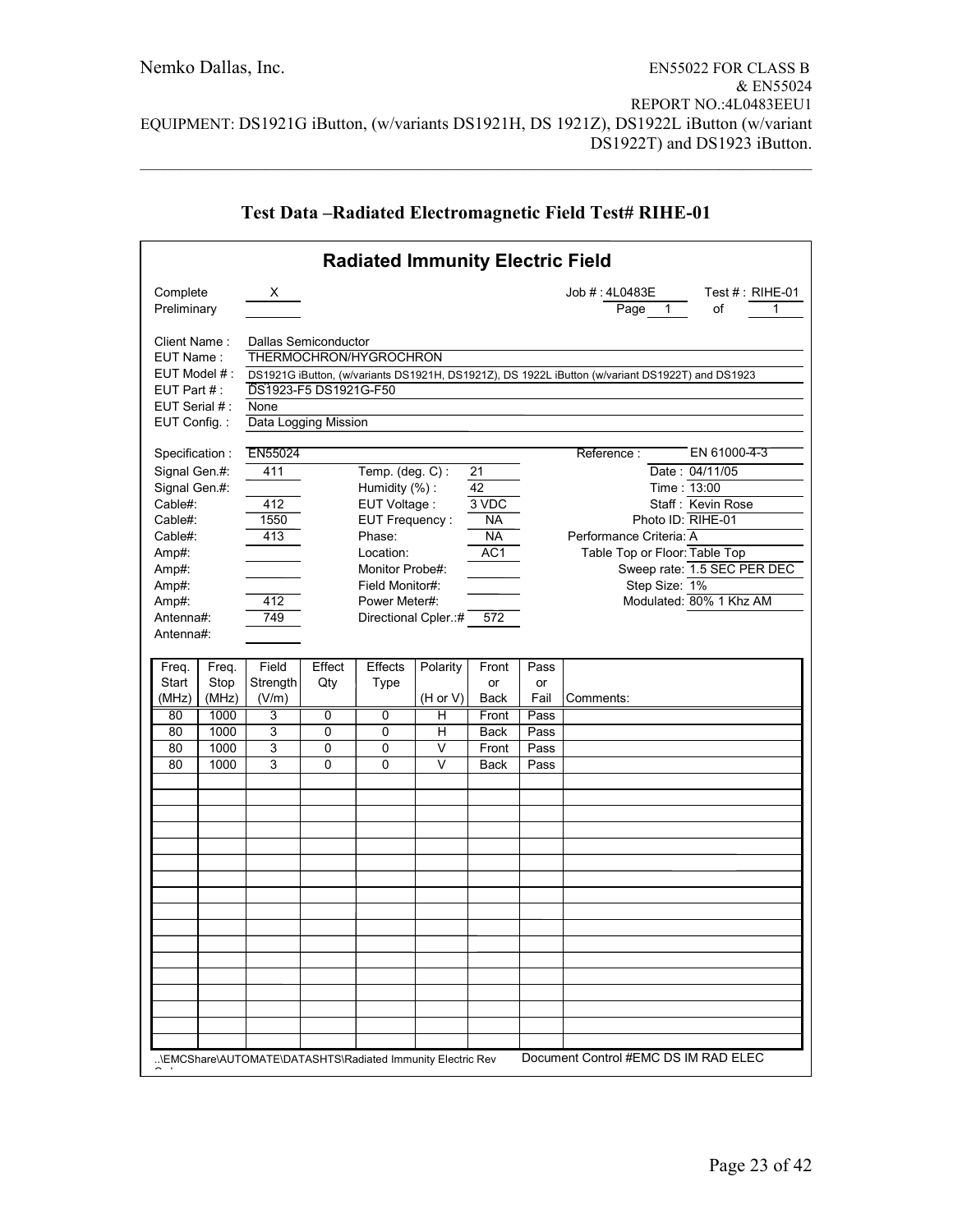## Test Data –Radiated Electromagnetic Field Test# RIHE-01

### Radiated Immunity Electric Field

Complete: X
Preliminary:

Job # : 4L0483E    Test # : RIHE-01
Page 1 of 1

Client Name : Dallas Semiconductor
EUT Name : THERMOCHRON/HYGROCHRON
EUT Model # : DS1921G iButton, (w/variants DS1921H, DS1921Z), DS 1922L iButton (w/variant DS1922T) and DS1923
EUT Part # : DS1923-F5 DS1921G-F50
EUT Serial # : None
EUT Config. : Data Logging Mission

Specification : EN55024    Reference : EN 61000-4-3

| | | | | | |
|---|---|---|---|---|---|
| Signal Gen.#: | 411 | Temp. (deg. C) : | 21 | Date : | 04/11/05 |
| Signal Gen.#: | | Humidity (%) : | 42 | Time : | 13:00 |
| Cable#: | 412 | EUT Voltage : | 3 VDC | Staff : | Kevin Rose |
| Cable#: | 1550 | EUT Frequency : | NA | Photo ID: | RIHE-01 |
| Cable#: | 413 | Phase: | NA | Performance Criteria: | A |
| Amp#: | | Location: | AC1 | Table Top or Floor: | Table Top |
| Amp#: | | Monitor Probe#: | | Sweep rate: | 1.5 SEC PER DEC |
| Amp#: | | Field Monitor#: | | Step Size: | 1% |
| Amp#: | 412 | Power Meter#: | | Modulated: | 80% 1 Khz AM |
| Antenna#: | 749 | Directional Cpler.:# | 572 | | |
| Antenna#: | | | | | |

| Freq. Start (MHz) | Freq. Stop (MHz) | Field Strength (V/m) | Effect Qty | Effects Type | Polarity (H or V) | Front or Back | Pass or Fail | Comments: |
|---|---|---|---|---|---|---|---|---|
| 80 | 1000 | 3 | 0 | 0 | H | Front | Pass | |
| 80 | 1000 | 3 | 0 | 0 | H | Back | Pass | |
| 80 | 1000 | 3 | 0 | 0 | V | Front | Pass | |
| 80 | 1000 | 3 | 0 | 0 | V | Back | Pass | |

..\EMCShare\AUTOMATE\DATASHTS\Radiated Immunity Electric Rev    Document Control #EMC DS IM RAD ELEC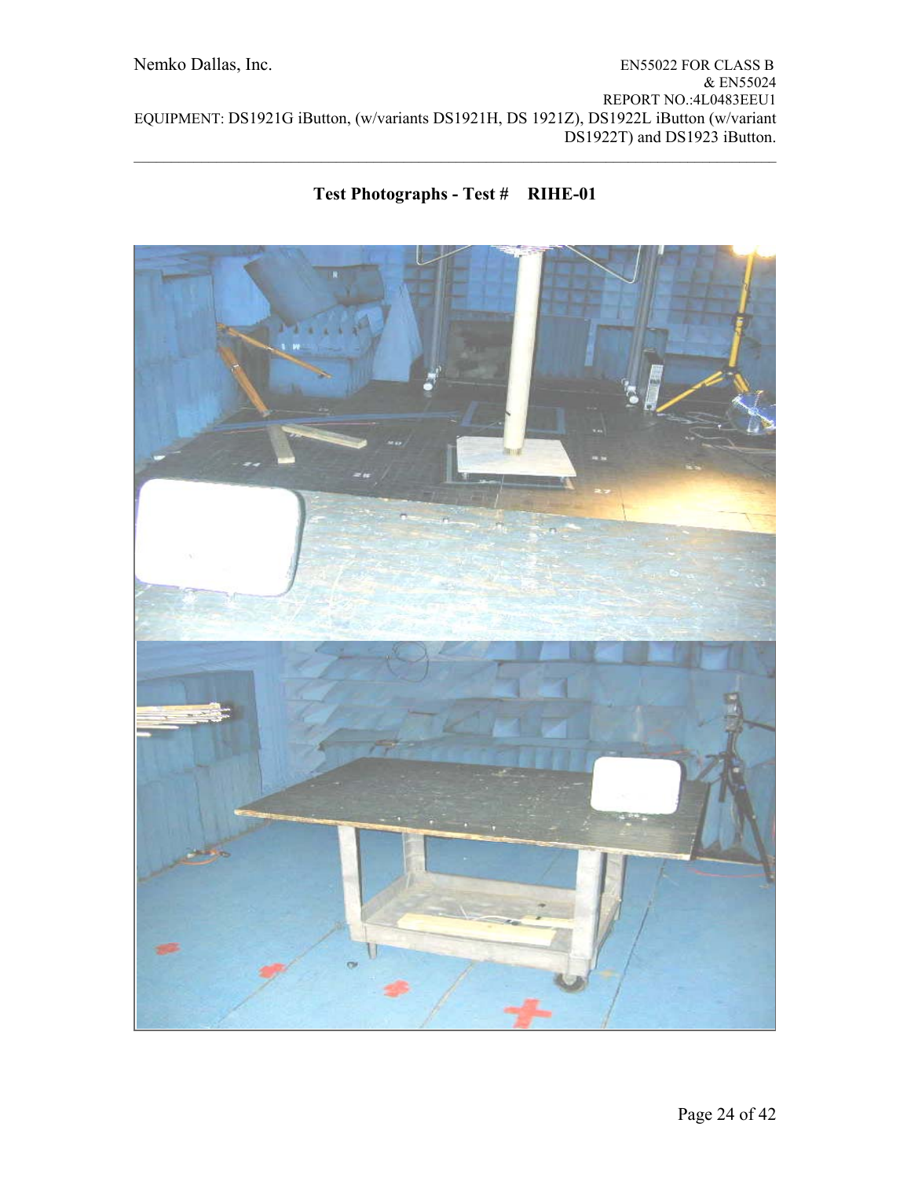## Test Photographs - Test # RIHE-01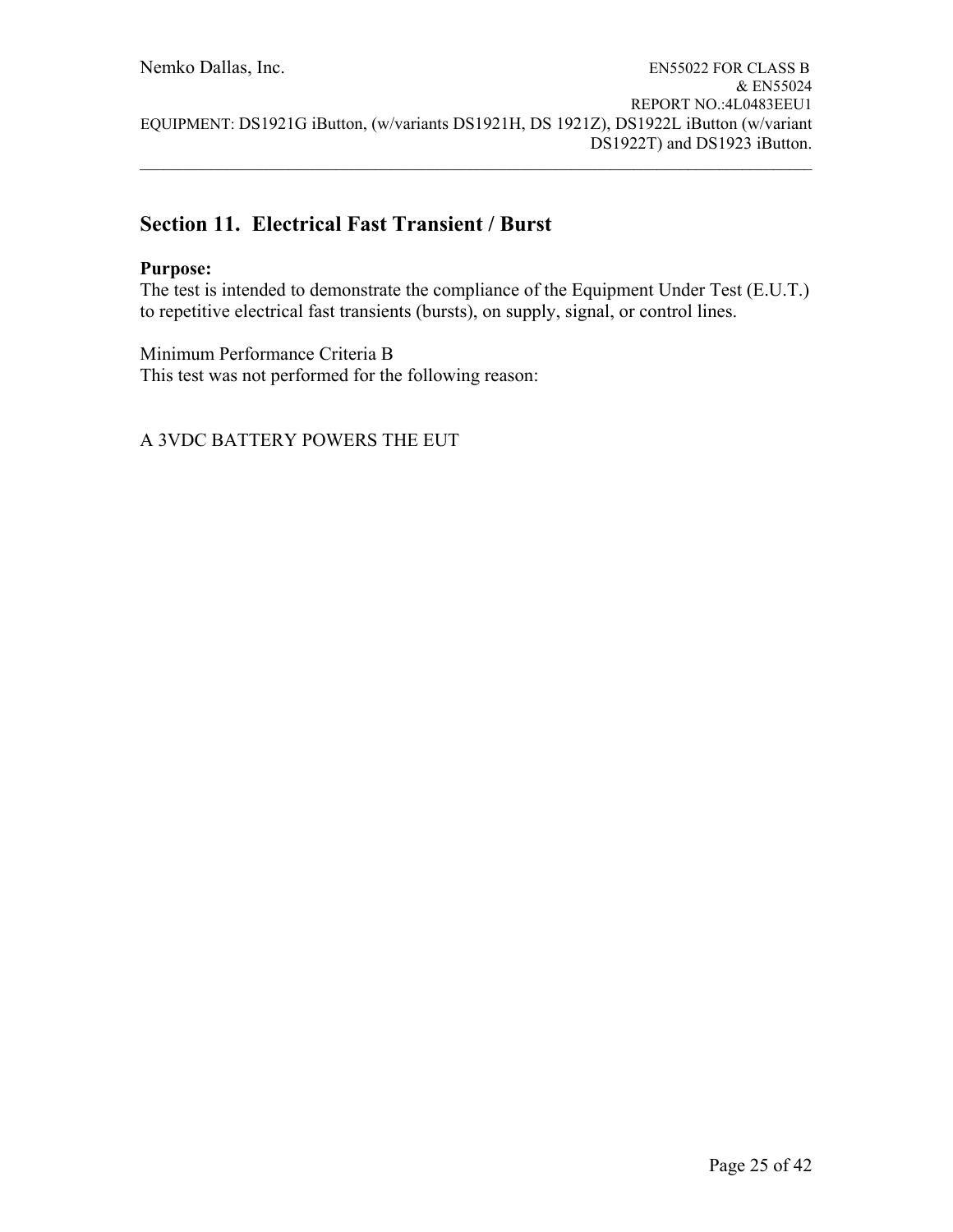## Section 11. Electrical Fast Transient / Burst

**Purpose:**
The test is intended to demonstrate the compliance of the Equipment Under Test (E.U.T.) to repetitive electrical fast transients (bursts), on supply, signal, or control lines.

Minimum Performance Criteria B
This test was not performed for the following reason:

A 3VDC BATTERY POWERS THE EUT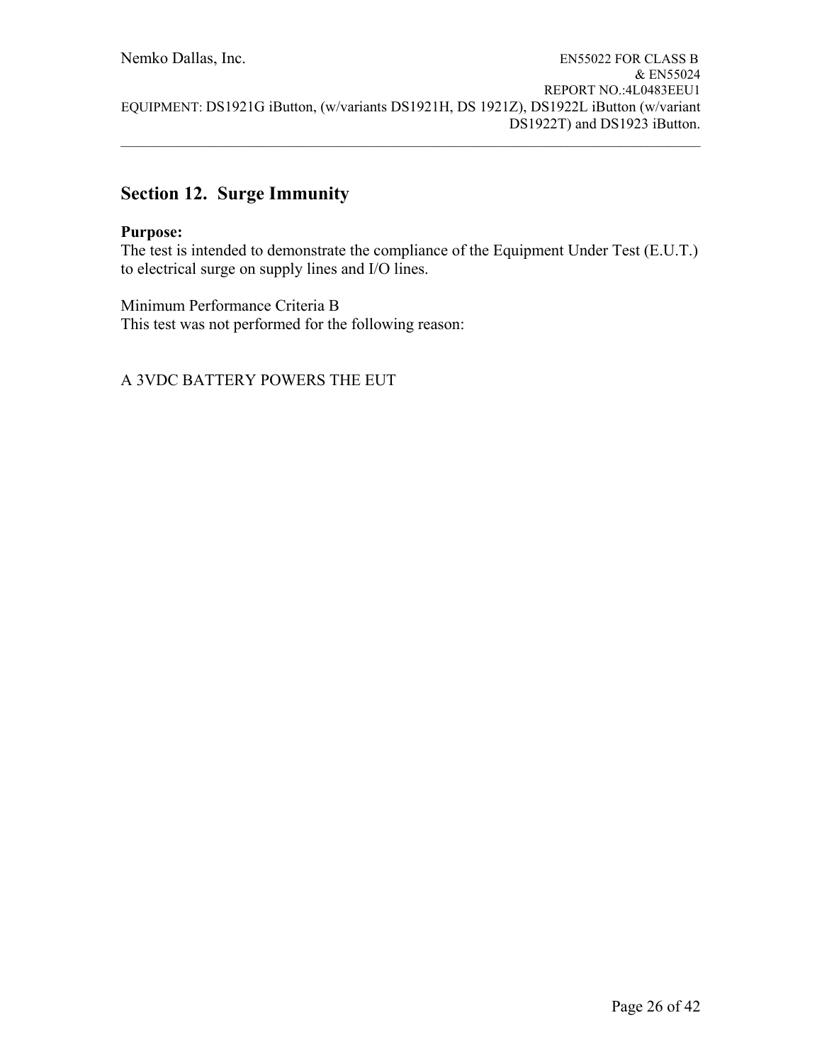## Section 12. Surge Immunity

**Purpose:**
The test is intended to demonstrate the compliance of the Equipment Under Test (E.U.T.) to electrical surge on supply lines and I/O lines.

Minimum Performance Criteria B
This test was not performed for the following reason:

A 3VDC BATTERY POWERS THE EUT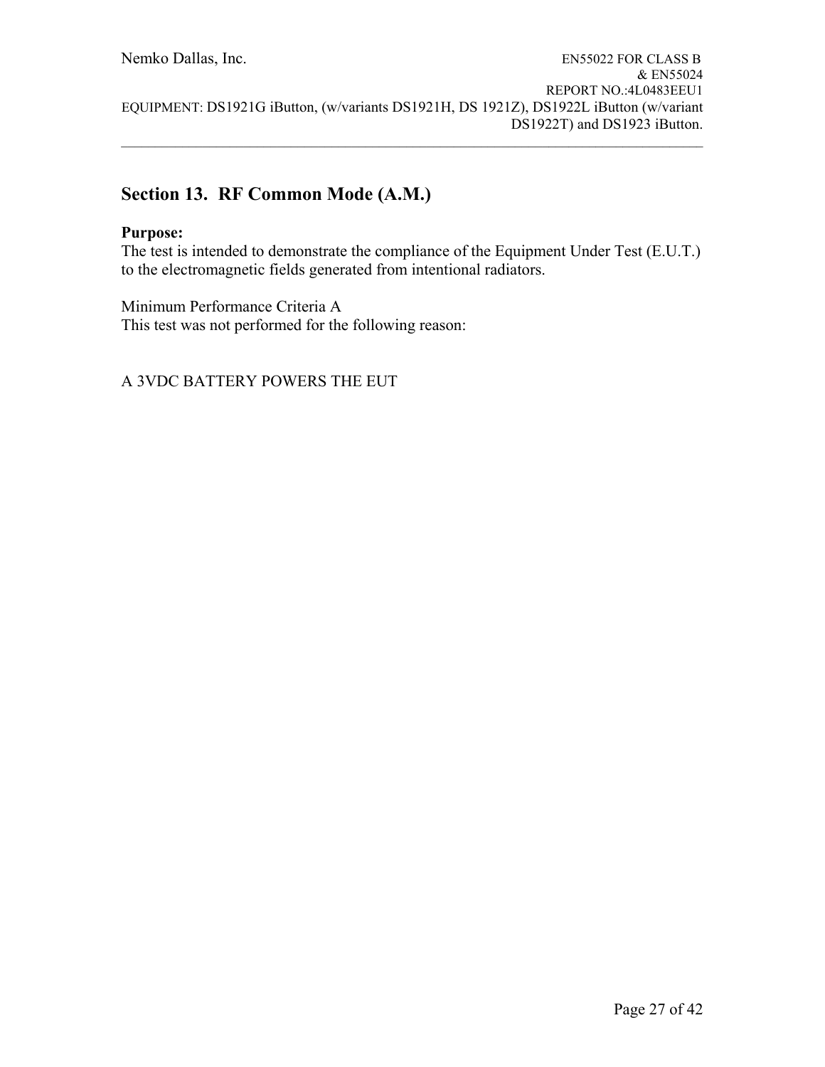## Section 13. RF Common Mode (A.M.)

**Purpose:**
The test is intended to demonstrate the compliance of the Equipment Under Test (E.U.T.) to the electromagnetic fields generated from intentional radiators.

Minimum Performance Criteria A
This test was not performed for the following reason:

A 3VDC BATTERY POWERS THE EUT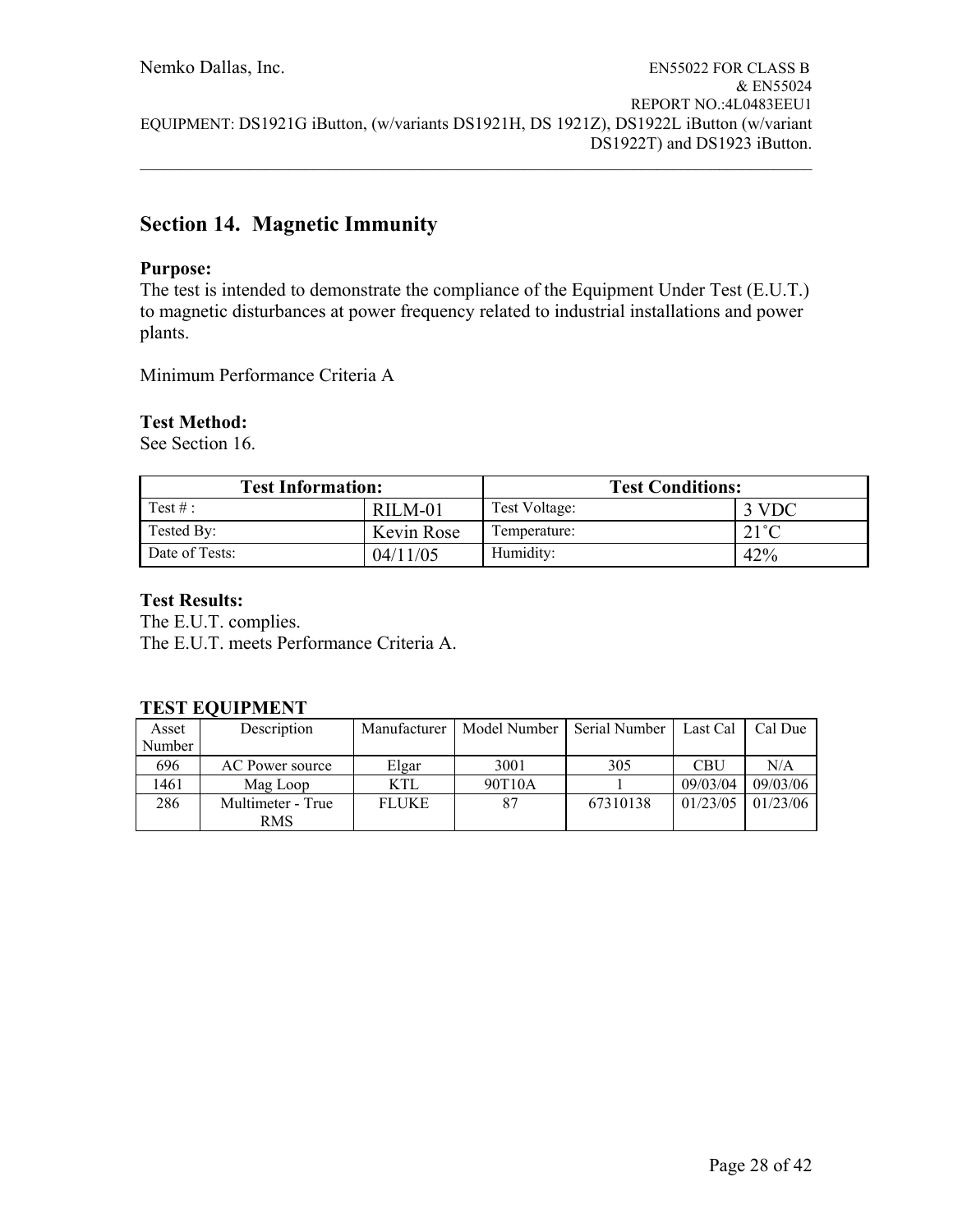## Section 14. Magnetic Immunity

**Purpose:**
The test is intended to demonstrate the compliance of the Equipment Under Test (E.U.T.) to magnetic disturbances at power frequency related to industrial installations and power plants.

Minimum Performance Criteria A

**Test Method:**
See Section 16.

| Test Information: | | Test Conditions: | |
|---|---|---|---|
| Test # : | RILM-01 | Test Voltage: | 3 VDC |
| Tested By: | Kevin Rose | Temperature: | 21˚C |
| Date of Tests: | 04/11/05 | Humidity: | 42% |

**Test Results:**
The E.U.T. complies.
The E.U.T. meets Performance Criteria A.

**TEST EQUIPMENT**

| Asset Number | Description | Manufacturer | Model Number | Serial Number | Last Cal | Cal Due |
|---|---|---|---|---|---|---|
| 696 | AC Power source | Elgar | 3001 | 305 | CBU | N/A |
| 1461 | Mag Loop | KTL | 90T10A | 1 | 09/03/04 | 09/03/06 |
| 286 | Multimeter - True RMS | FLUKE | 87 | 67310138 | 01/23/05 | 01/23/06 |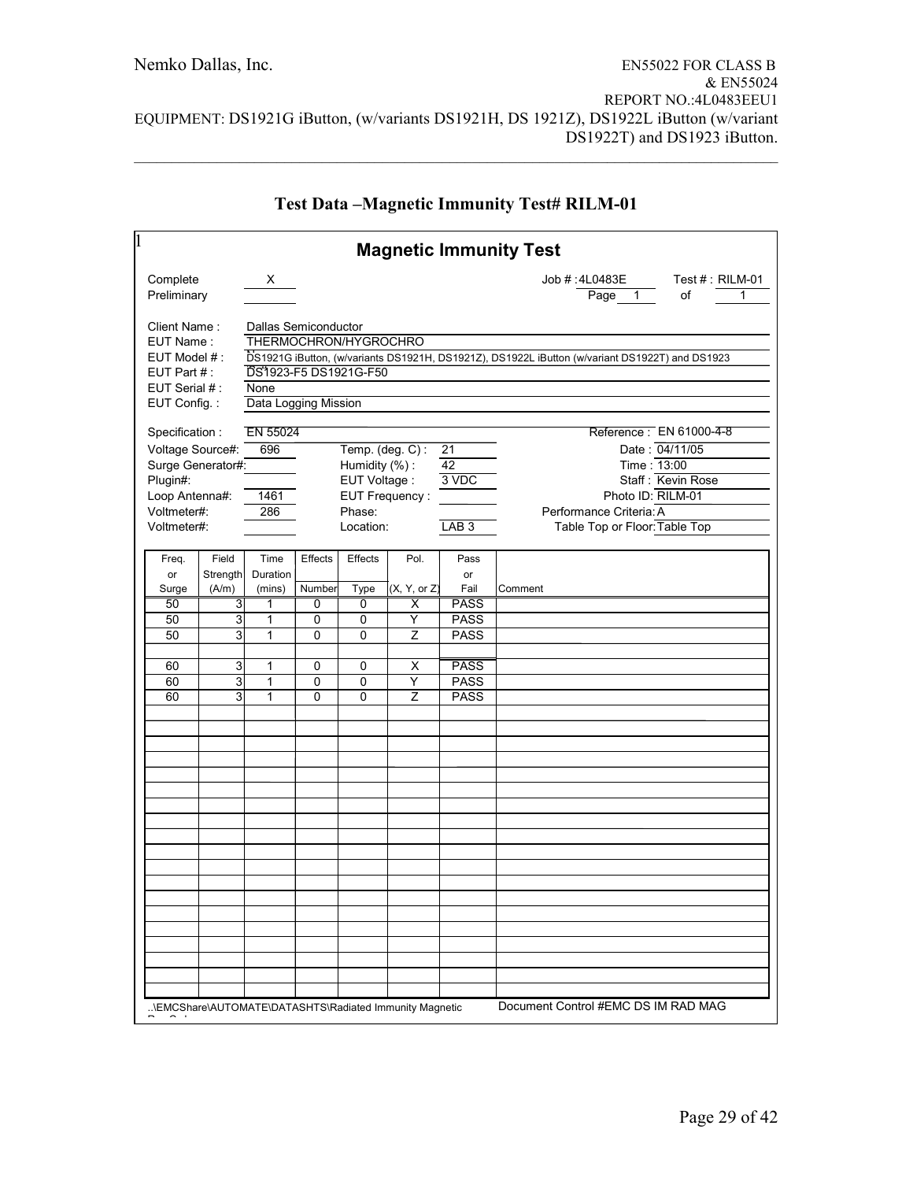## Test Data –Magnetic Immunity Test# RILM-01

1

### Magnetic Immunity Test

Complete X

Preliminary

Job # : 4L0483E  Test # : RILM-01

Page 1 of 1

Client Name : Dallas Semiconductor

EUT Name : THERMOCHRON/HYGROCHRO

EUT Model # : DS1921G iButton, (w/variants DS1921H, DS1921Z), DS1922L iButton (w/variant DS1922T) and DS1923

EUT Part # : DS1923-F5 DS1921G-F50

EUT Serial # : None

EUT Config. : Data Logging Mission

Specification : EN 55024  Reference : EN 61000-4-8

Voltage Source#: 696  Temp. (deg. C) : 21  Date : 04/11/05

Surge Generator#:  Humidity (%) : 42  Time : 13:00

Plugin#:  EUT Voltage : 3 VDC  Staff : Kevin Rose

Loop Antenna#: 1461  EUT Frequency :  Photo ID: RILM-01

Voltmeter#: 286  Phase:  Performance Criteria: A

Voltmeter#:  Location: LAB 3  Table Top or Floor: Table Top

| Freq. or Surge | Field Strength (A/m) | Time Duration (mins) | Effects Number | Effects Type | Pol. (X, Y, or Z) | Pass or Fail | Comment |
|---|---|---|---|---|---|---|---|
| 50 | 3 | 1 | 0 | 0 | X | PASS | |
| 50 | 3 | 1 | 0 | 0 | Y | PASS | |
| 50 | 3 | 1 | 0 | 0 | Z | PASS | |
| | | | | | | | |
| 60 | 3 | 1 | 0 | 0 | X | PASS | |
| 60 | 3 | 1 | 0 | 0 | Y | PASS | |
| 60 | 3 | 1 | 0 | 0 | Z | PASS | |

..\EMCShare\AUTOMATE\DATASHTS\Radiated Immunity Magnetic

Document Control #EMC DS IM RAD MAG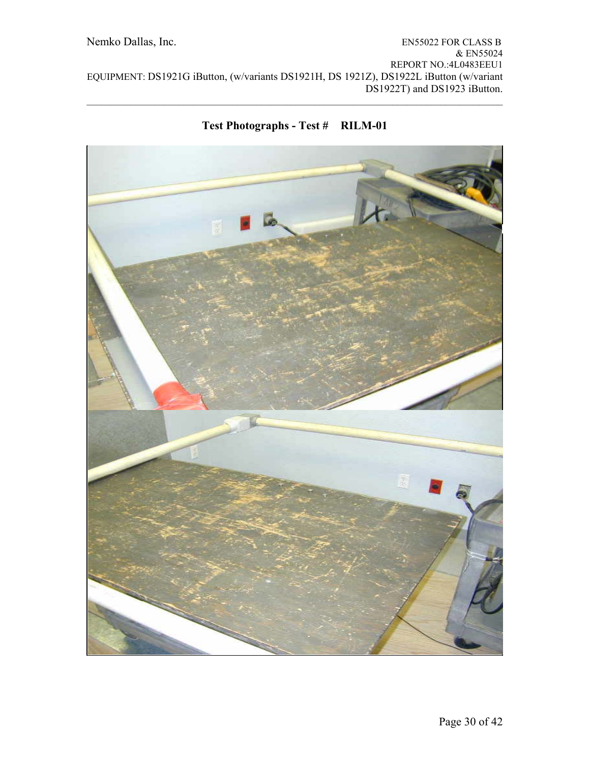**Test Photographs - Test # RILM-01**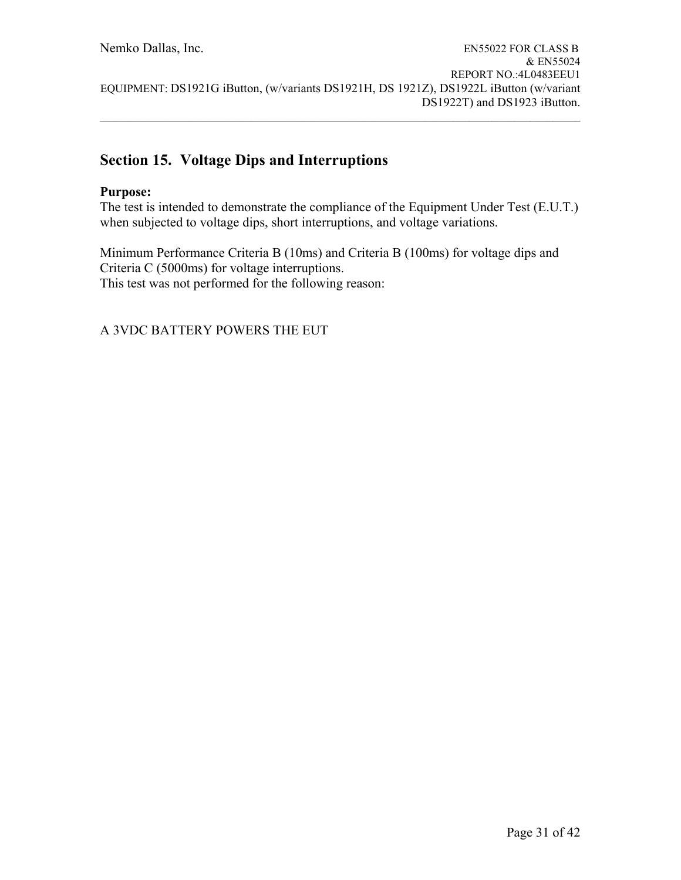## Section 15. Voltage Dips and Interruptions

**Purpose:**
The test is intended to demonstrate the compliance of the Equipment Under Test (E.U.T.) when subjected to voltage dips, short interruptions, and voltage variations.

Minimum Performance Criteria B (10ms) and Criteria B (100ms) for voltage dips and Criteria C (5000ms) for voltage interruptions.
This test was not performed for the following reason:

A 3VDC BATTERY POWERS THE EUT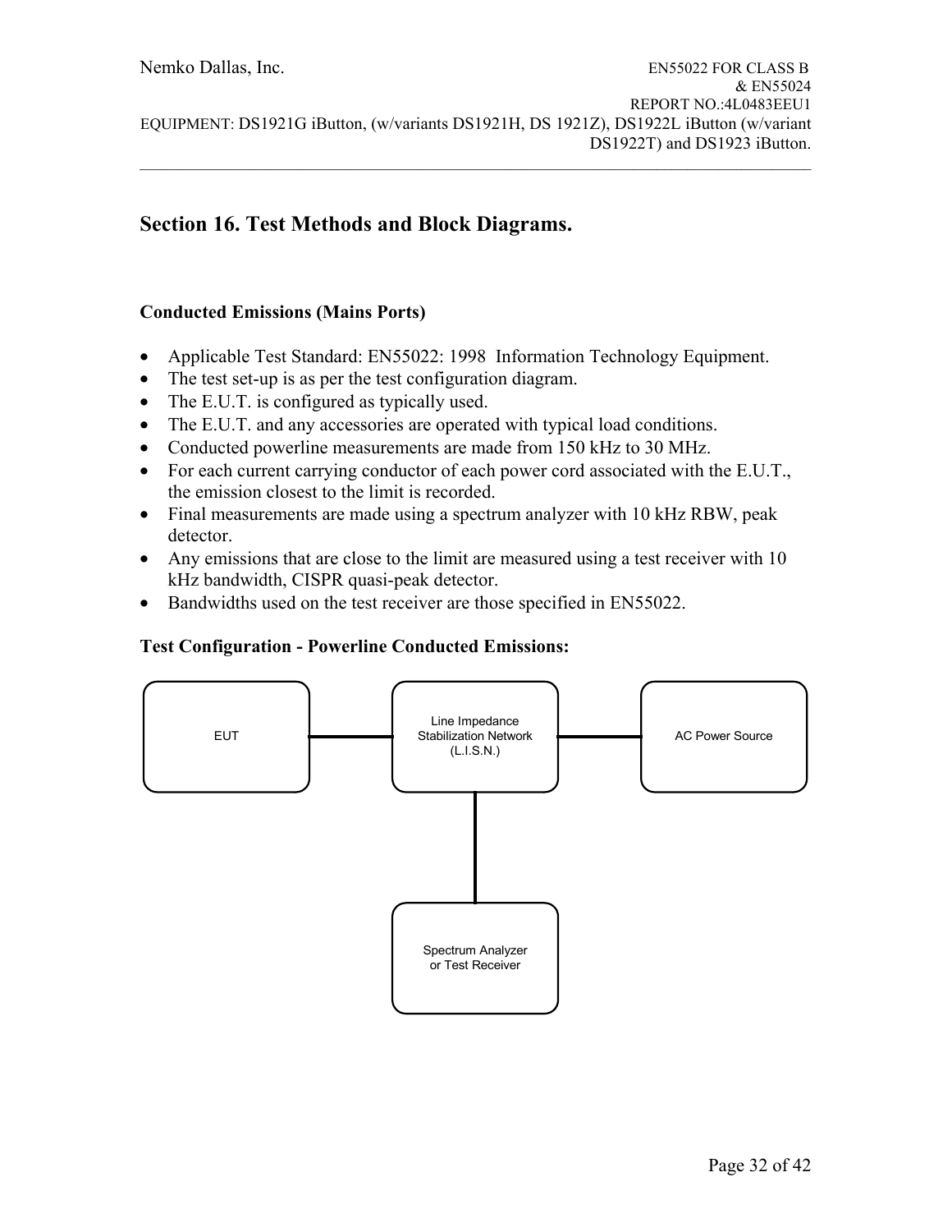# Section 16. Test Methods and Block Diagrams.

### Conducted Emissions (Mains Ports)

- Applicable Test Standard: EN55022: 1998 Information Technology Equipment.
- The test set-up is as per the test configuration diagram.
- The E.U.T. is configured as typically used.
- The E.U.T. and any accessories are operated with typical load conditions.
- Conducted powerline measurements are made from 150 kHz to 30 MHz.
- For each current carrying conductor of each power cord associated with the E.U.T., the emission closest to the limit is recorded.
- Final measurements are made using a spectrum analyzer with 10 kHz RBW, peak detector.
- Any emissions that are close to the limit are measured using a test receiver with 10 kHz bandwidth, CISPR quasi-peak detector.
- Bandwidths used on the test receiver are those specified in EN55022.

### Test Configuration - Powerline Conducted Emissions:

EUT — Line Impedance Stabilization Network (L.I.S.N.) — AC Power Source

Line Impedance Stabilization Network (L.I.S.N.) — Spectrum Analyzer or Test Receiver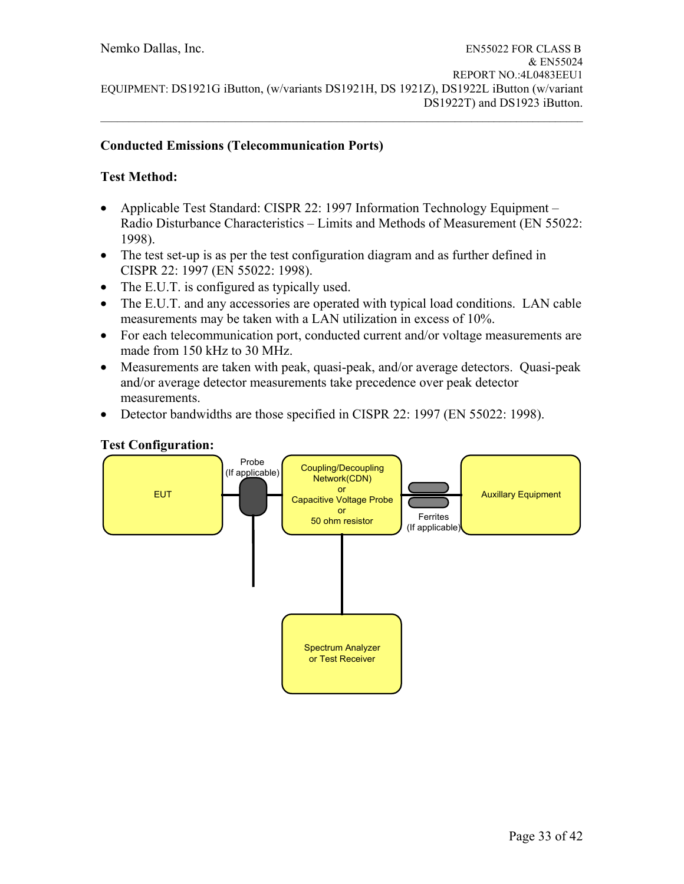## Conducted Emissions (Telecommunication Ports)

**Test Method:**

- Applicable Test Standard: CISPR 22: 1997 Information Technology Equipment – Radio Disturbance Characteristics – Limits and Methods of Measurement (EN 55022: 1998).
- The test set-up is as per the test configuration diagram and as further defined in CISPR 22: 1997 (EN 55022: 1998).
- The E.U.T. is configured as typically used.
- The E.U.T. and any accessories are operated with typical load conditions. LAN cable measurements may be taken with a LAN utilization in excess of 10%.
- For each telecommunication port, conducted current and/or voltage measurements are made from 150 kHz to 30 MHz.
- Measurements are taken with peak, quasi-peak, and/or average detectors. Quasi-peak and/or average detector measurements take precedence over peak detector measurements.
- Detector bandwidths are those specified in CISPR 22: 1997 (EN 55022: 1998).

**Test Configuration:**

EUT

Probe (If applicable)

Coupling/Decoupling Network(CDN) or Capacitive Voltage Probe or 50 ohm resistor

Ferrites (If applicable)

Auxillary Equipment

Spectrum Analyzer or Test Receiver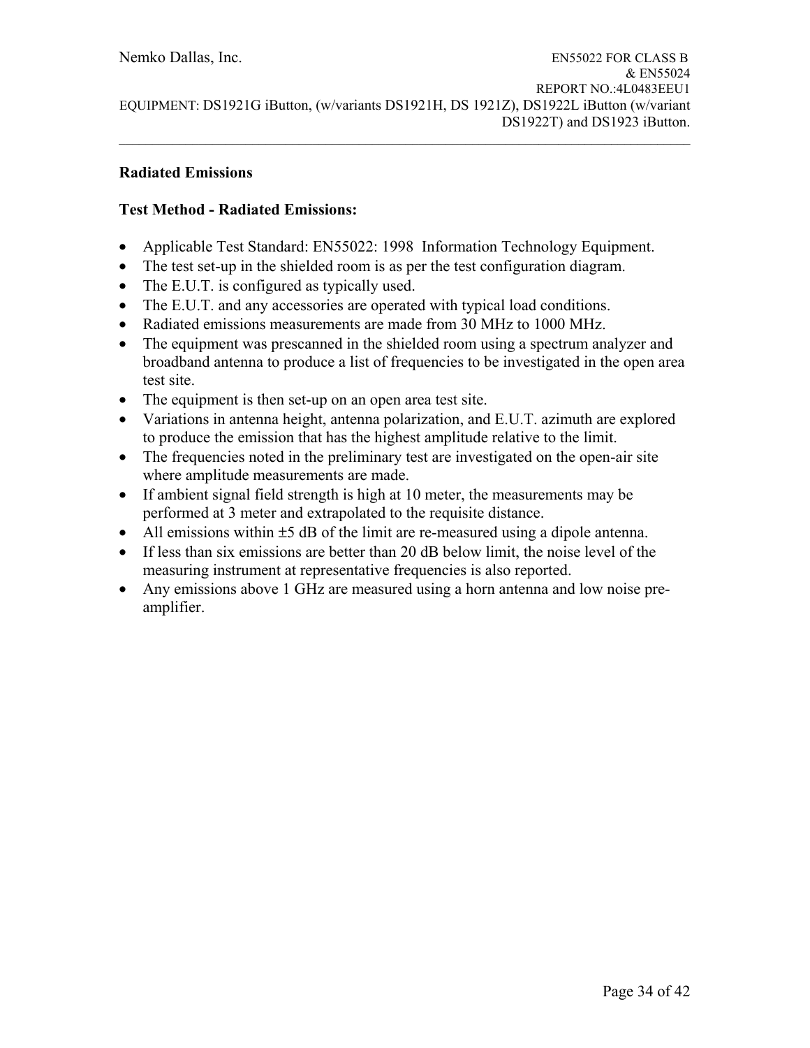## Radiated Emissions

### Test Method - Radiated Emissions:

- Applicable Test Standard: EN55022: 1998 Information Technology Equipment.
- The test set-up in the shielded room is as per the test configuration diagram.
- The E.U.T. is configured as typically used.
- The E.U.T. and any accessories are operated with typical load conditions.
- Radiated emissions measurements are made from 30 MHz to 1000 MHz.
- The equipment was prescanned in the shielded room using a spectrum analyzer and broadband antenna to produce a list of frequencies to be investigated in the open area test site.
- The equipment is then set-up on an open area test site.
- Variations in antenna height, antenna polarization, and E.U.T. azimuth are explored to produce the emission that has the highest amplitude relative to the limit.
- The frequencies noted in the preliminary test are investigated on the open-air site where amplitude measurements are made.
- If ambient signal field strength is high at 10 meter, the measurements may be performed at 3 meter and extrapolated to the requisite distance.
- All emissions within ±5 dB of the limit are re-measured using a dipole antenna.
- If less than six emissions are better than 20 dB below limit, the noise level of the measuring instrument at representative frequencies is also reported.
- Any emissions above 1 GHz are measured using a horn antenna and low noise pre-amplifier.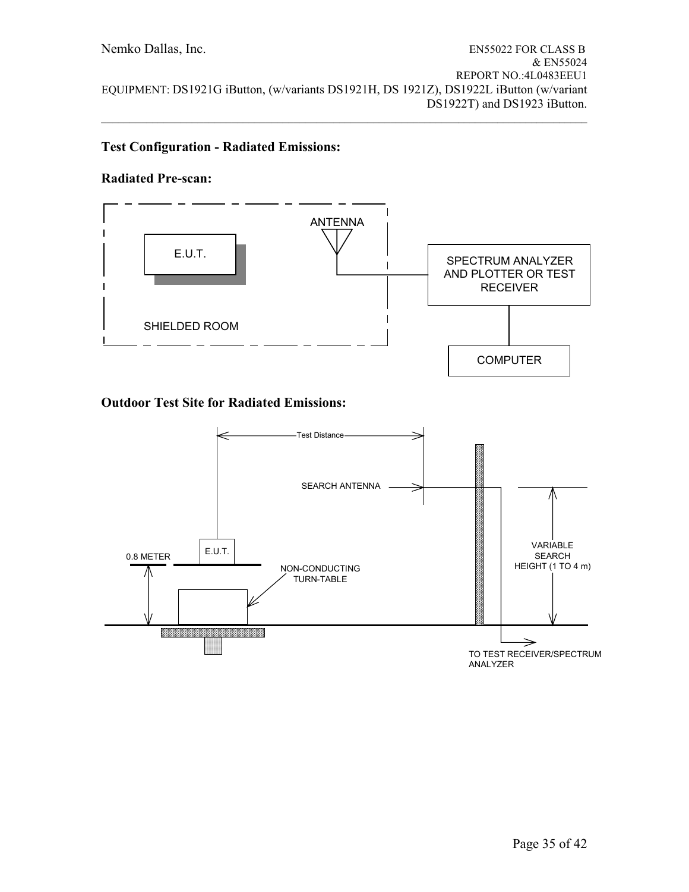**Test Configuration - Radiated Emissions:**

**Radiated Pre-scan:**

ANTENNA

E.U.T.

SPECTRUM ANALYZER AND PLOTTER OR TEST RECEIVER

SHIELDED ROOM

COMPUTER

**Outdoor Test Site for Radiated Emissions:**

Test Distance

SEARCH ANTENNA

VARIABLE SEARCH HEIGHT (1 TO 4 m)

E.U.T.

0.8 METER

NON-CONDUCTING TURN-TABLE

TO TEST RECEIVER/SPECTRUM ANALYZER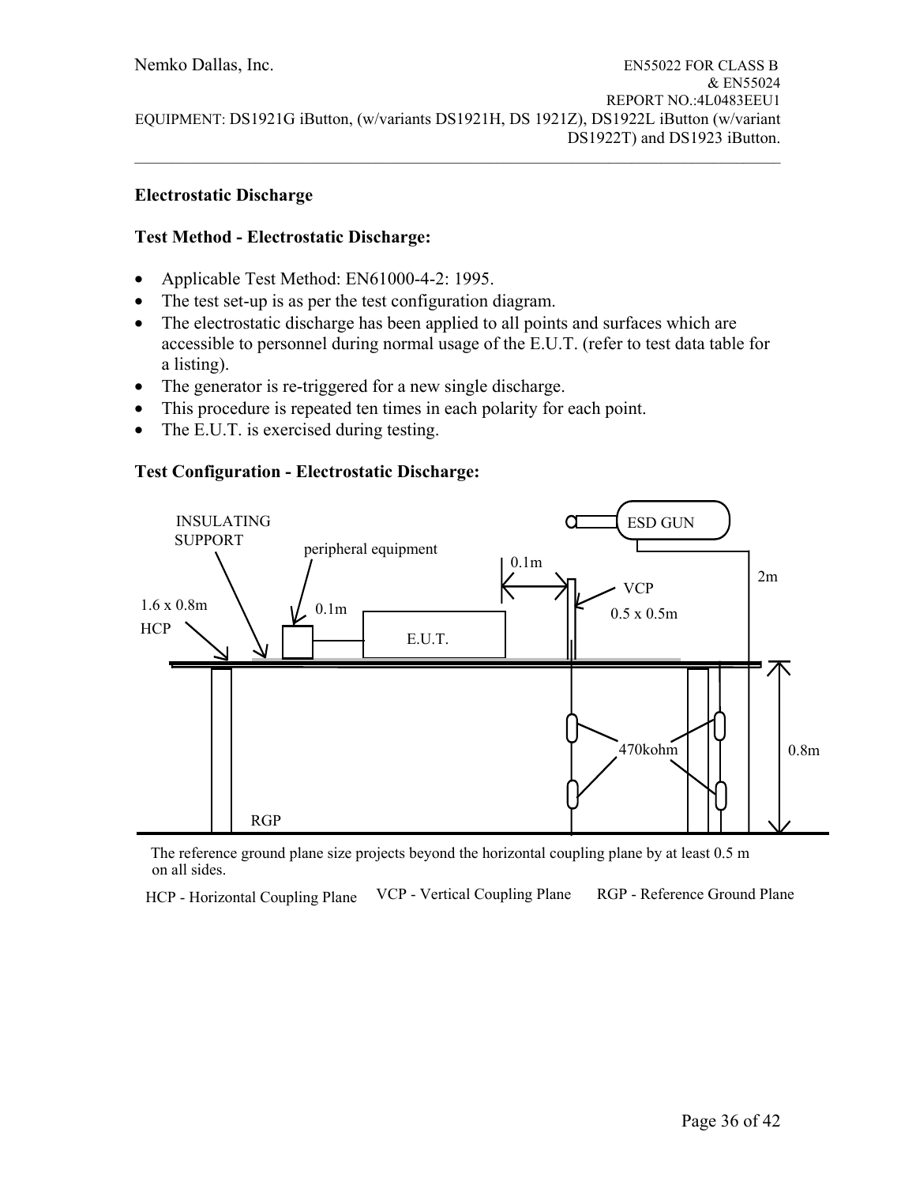## Electrostatic Discharge

### Test Method - Electrostatic Discharge:

- Applicable Test Method: EN61000-4-2: 1995.
- The test set-up is as per the test configuration diagram.
- The electrostatic discharge has been applied to all points and surfaces which are accessible to personnel during normal usage of the E.U.T. (refer to test data table for a listing).
- The generator is re-triggered for a new single discharge.
- This procedure is repeated ten times in each polarity for each point.
- The E.U.T. is exercised during testing.

### Test Configuration - Electrostatic Discharge:

INSULATING SUPPORT

peripheral equipment

ESD GUN

0.1m

VCP 0.5 x 0.5m

2m

1.6 x 0.8m HCP

0.1m

E.U.T.

470kohm

0.8m

RGP

The reference ground plane size projects beyond the horizontal coupling plane by at least 0.5 m on all sides.

HCP - Horizontal Coupling Plane VCP - Vertical Coupling Plane RGP - Reference Ground Plane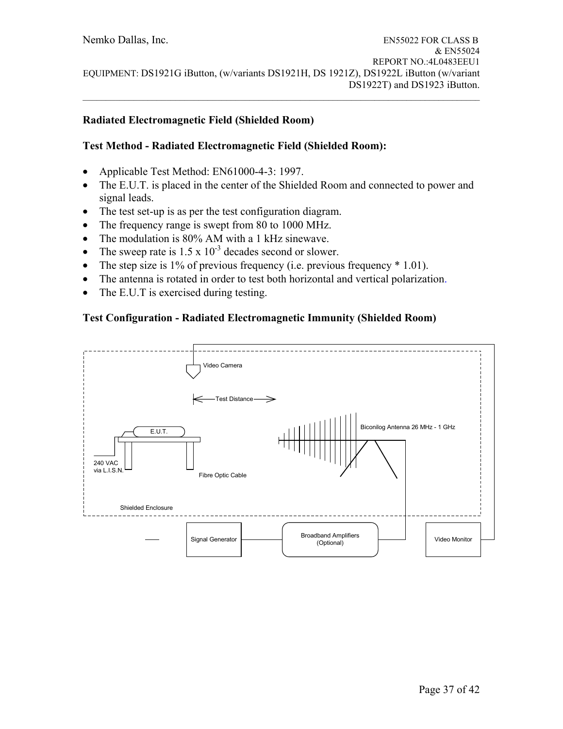## Radiated Electromagnetic Field (Shielded Room)

### Test Method - Radiated Electromagnetic Field (Shielded Room):

- Applicable Test Method: EN61000-4-3: 1997.
- The E.U.T. is placed in the center of the Shielded Room and connected to power and signal leads.
- The test set-up is as per the test configuration diagram.
- The frequency range is swept from 80 to 1000 MHz.
- The modulation is 80% AM with a 1 kHz sinewave.
- The sweep rate is 1.5 x $10^{-3}$ decades second or slower.
- The step size is 1% of previous frequency (i.e. previous frequency * 1.01).
- The antenna is rotated in order to test both horizontal and vertical polarization.
- The E.U.T is exercised during testing.

### Test Configuration - Radiated Electromagnetic Immunity (Shielded Room)

Video Camera

Test Distance

E.U.T.

Biconilog Antenna 26 MHz - 1 GHz

240 VAC via L.I.S.N.

Fibre Optic Cable

Shielded Enclosure

Signal Generator

Broadband Amplifiers (Optional)

Video Monitor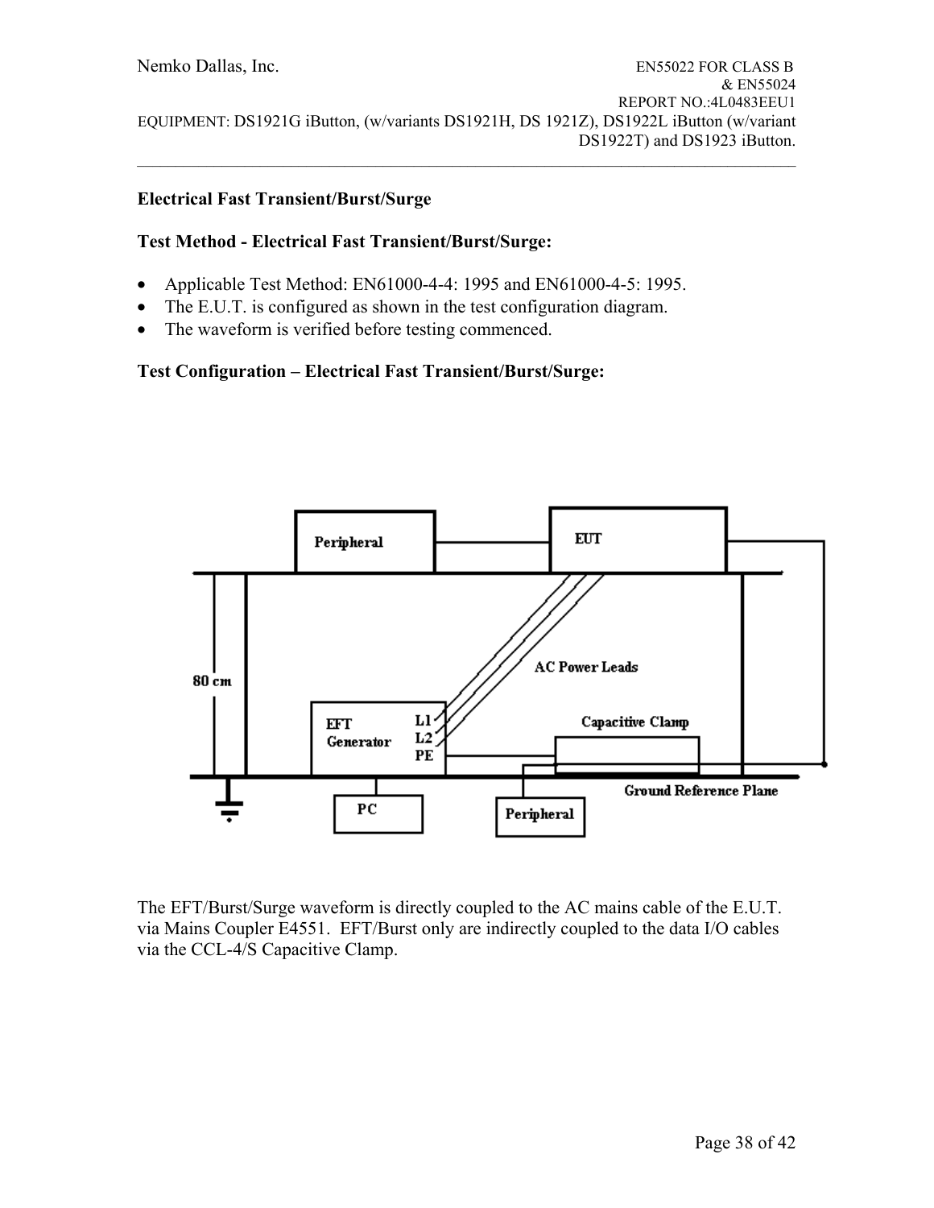## Electrical Fast Transient/Burst/Surge

**Test Method - Electrical Fast Transient/Burst/Surge:**

- Applicable Test Method: EN61000-4-4: 1995 and EN61000-4-5: 1995.
- The E.U.T. is configured as shown in the test configuration diagram.
- The waveform is verified before testing commenced.

**Test Configuration – Electrical Fast Transient/Burst/Surge:**

The EFT/Burst/Surge waveform is directly coupled to the AC mains cable of the E.U.T. via Mains Coupler E4551. EFT/Burst only are indirectly coupled to the data I/O cables via the CCL-4/S Capacitive Clamp.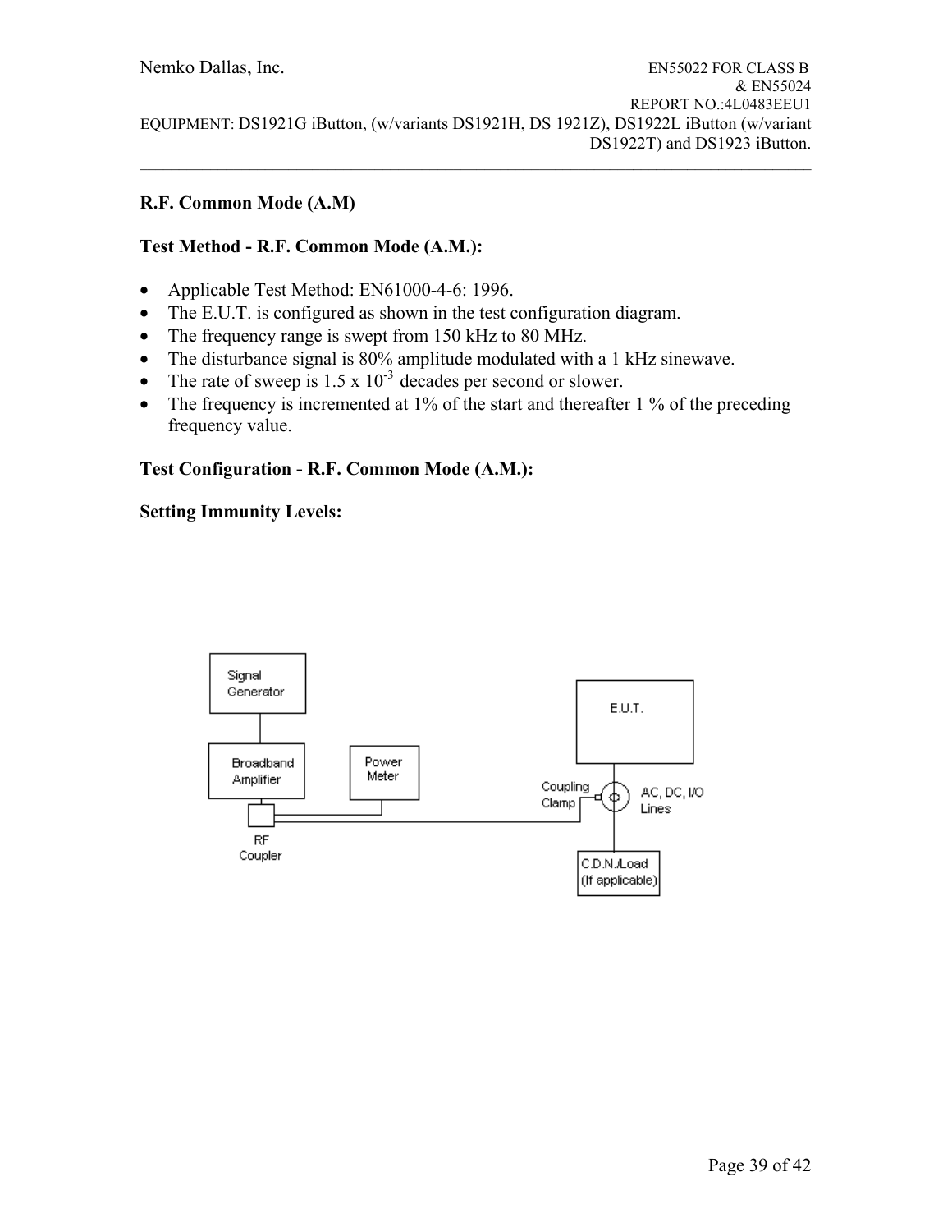**R.F. Common Mode (A.M)**

**Test Method - R.F. Common Mode (A.M.):**

- Applicable Test Method: EN61000-4-6: 1996.
- The E.U.T. is configured as shown in the test configuration diagram.
- The frequency range is swept from 150 kHz to 80 MHz.
- The disturbance signal is 80% amplitude modulated with a 1 kHz sinewave.
- The rate of sweep is 1.5 x $10^{-3}$ decades per second or slower.
- The frequency is incremented at 1% of the start and thereafter 1 % of the preceding frequency value.

**Test Configuration - R.F. Common Mode (A.M.):**

**Setting Immunity Levels:**

Signal Generator

Broadband Amplifier

Power Meter

RF Coupler

E.U.T.

Coupling Clamp

AC, DC, I/O Lines

C.D.N./Load (If applicable)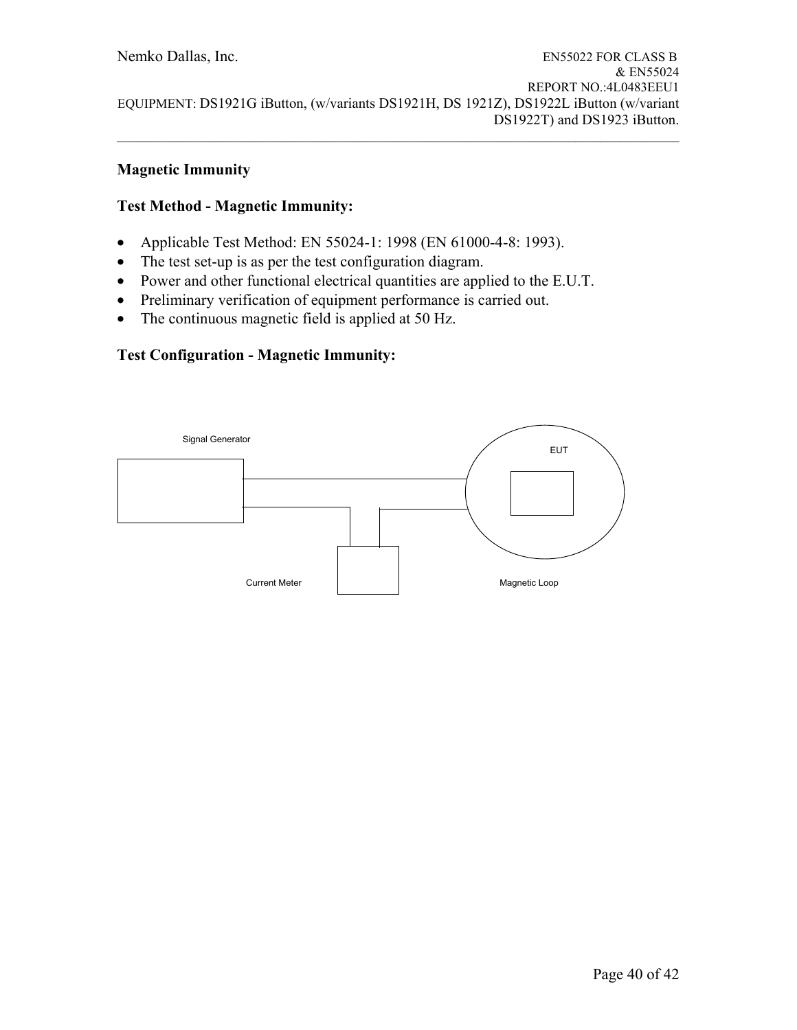## Magnetic Immunity

### Test Method - Magnetic Immunity:

- Applicable Test Method: EN 55024-1: 1998 (EN 61000-4-8: 1993).
- The test set-up is as per the test configuration diagram.
- Power and other functional electrical quantities are applied to the E.U.T.
- Preliminary verification of equipment performance is carried out.
- The continuous magnetic field is applied at 50 Hz.

### Test Configuration - Magnetic Immunity:

Signal Generator

EUT

Current Meter

Magnetic Loop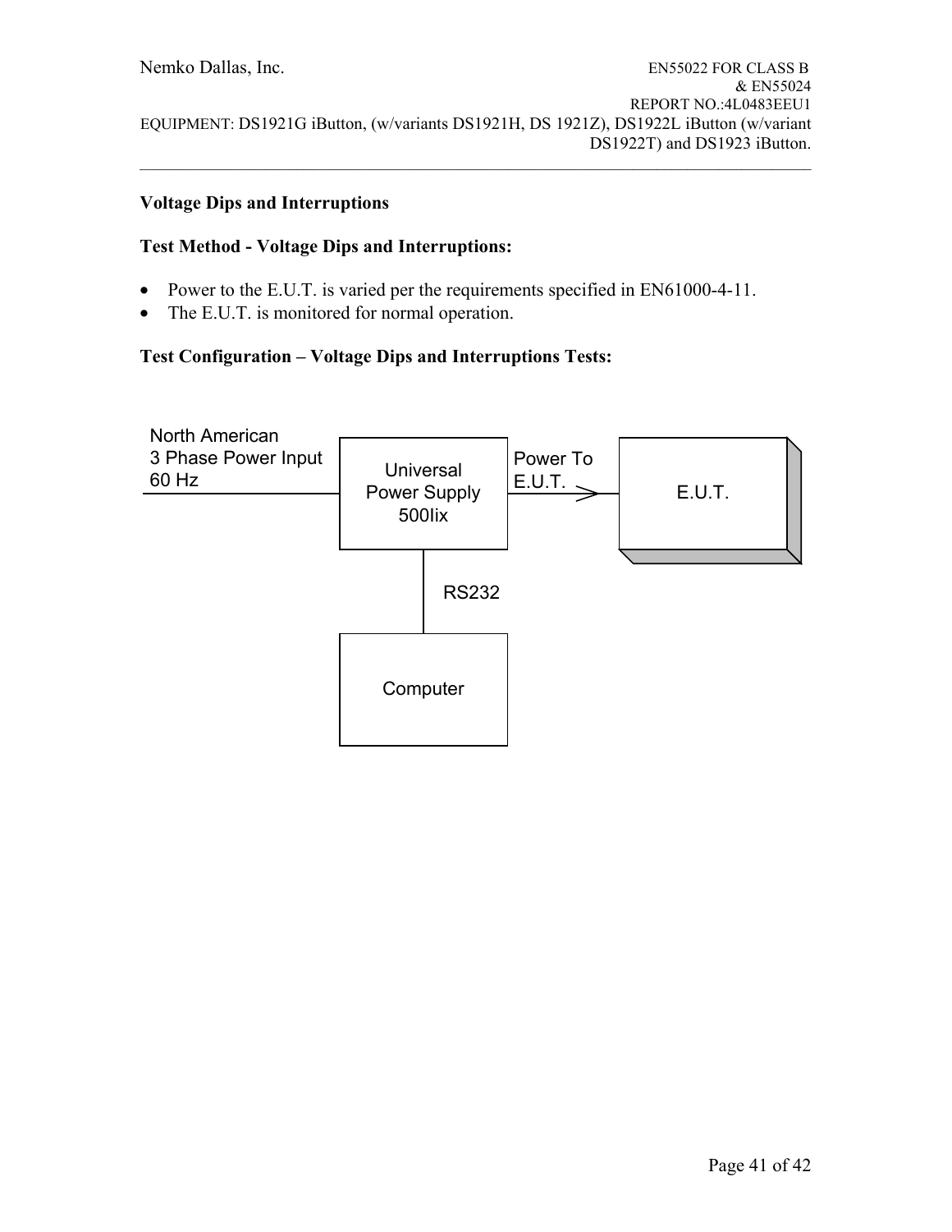**Voltage Dips and Interruptions**

**Test Method - Voltage Dips and Interruptions:**

- Power to the E.U.T. is varied per the requirements specified in EN61000-4-11.
- The E.U.T. is monitored for normal operation.

**Test Configuration – Voltage Dips and Interruptions Tests:**

North American
3 Phase Power Input
60 Hz

Universal
Power Supply
500Iix

Power To
E.U.T.

E.U.T.

RS232

Computer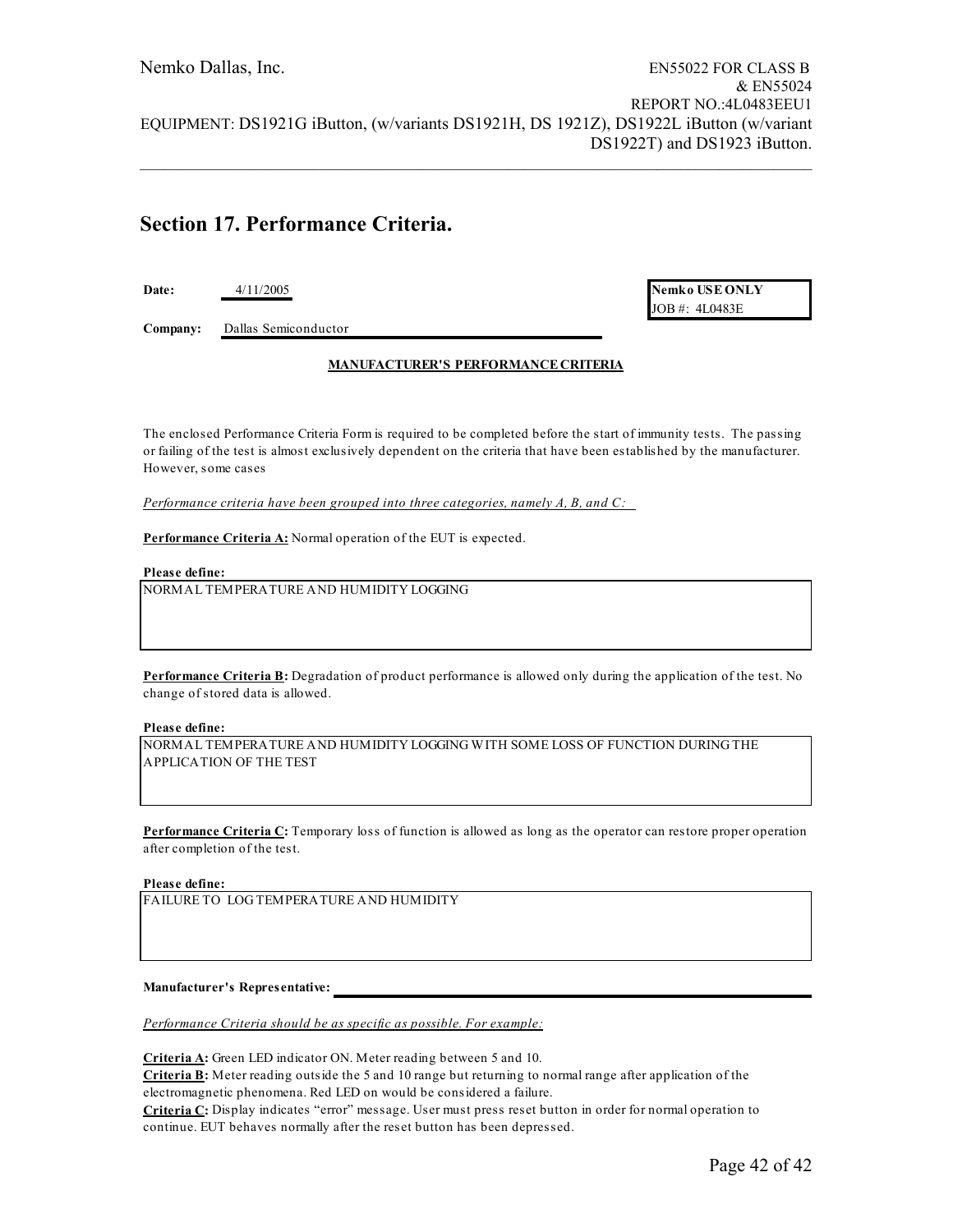# Section 17. Performance Criteria.

**Date:** 4/11/2005

| |
|---|
| **Nemko USE ONLY** |
| JOB #: 4L0483E |

**Company:** Dallas Semiconductor

**MANUFACTURER'S PERFORMANCE CRITERIA**

The enclosed Performance Criteria Form is required to be completed before the start of immunity tests. The passing or failing of the test is almost exclusively dependent on the criteria that have been established by the manufacturer. However, some cases

*Performance criteria have been grouped into three categories, namely A, B, and C:*

**Performance Criteria A:** Normal operation of the EUT is expected.

**Please define:**

NORMAL TEMPERATURE AND HUMIDITY LOGGING

**Performance Criteria B:** Degradation of product performance is allowed only during the application of the test. No change of stored data is allowed.

**Please define:**

NORMAL TEMPERATURE AND HUMIDITY LOGGING WITH SOME LOSS OF FUNCTION DURING THE APPLICATION OF THE TEST

**Performance Criteria C:** Temporary loss of function is allowed as long as the operator can restore proper operation after completion of the test.

**Please define:**

FAILURE TO LOG TEMPERATURE AND HUMIDITY

**Manufacturer's Representative:** ______________________________

*Performance Criteria should be as specific as possible. For example:*

**Criteria A:** Green LED indicator ON. Meter reading between 5 and 10.
**Criteria B:** Meter reading outside the 5 and 10 range but returning to normal range after application of the electromagnetic phenomena. Red LED on would be considered a failure.
**Criteria C:** Display indicates "error" message. User must press reset button in order for normal operation to continue. EUT behaves normally after the reset button has been depressed.